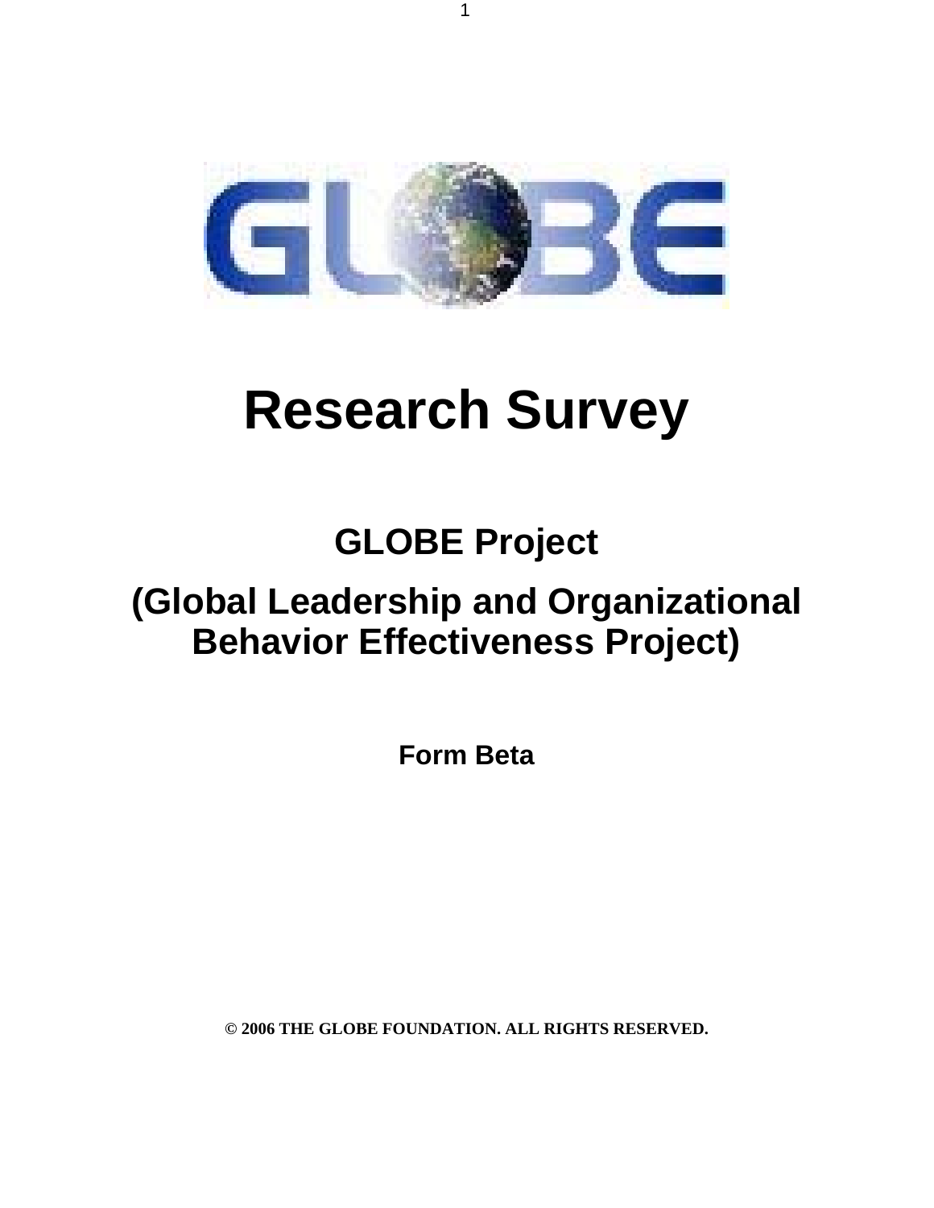# Research Survey

## GLOBE Project

## (Global Leadership and Organizational Behavior Effectiveness Project)

**Form Beta**

**© 2006 THE GLOBE FOUNDATION. ALL RIGHTS RESERVED.**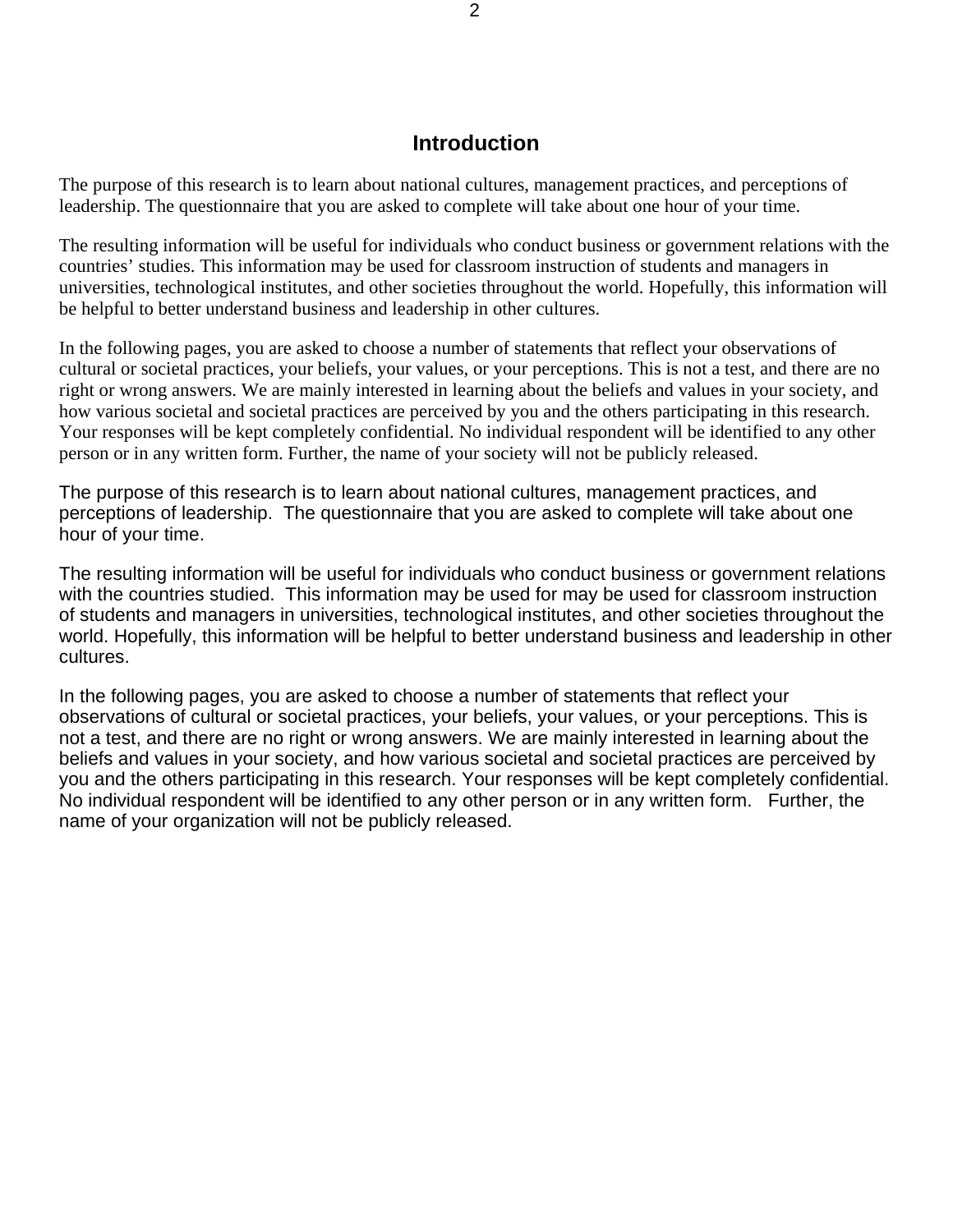# Introduction

The purpose of this research is to learn about national cultures, management practices, and perceptions of leadership. The questionnaire that you are asked to complete will take about one hour of your time.

The resulting information will be useful for individuals who conduct business or government relations with the countries' studies. This information may be used for classroom instruction of students and managers in universities, technological institutes, and other societies throughout the world. Hopefully, this information will be helpful to better understand business and leadership in other cultures.

In the following pages, you are asked to choose a number of statements that reflect your observations of cultural or societal practices, your beliefs, your values, or your perceptions. This is not a test, and there are no right or wrong answers. We are mainly interested in learning about the beliefs and values in your society, and how various societal and societal practices are perceived by you and the others participating in this research. Your responses will be kept completely confidential. No individual respondent will be identified to any other person or in any written form. Further, the name of your society will not be publicly released.

The purpose of this research is to learn about national cultures, management practices, and perceptions of leadership. The questionnaire that you are asked to complete will take about one hour of your time.

The resulting information will be useful for individuals who conduct business or government relations with the countries studied. This information may be used for may be used for classroom instruction of students and managers in universities, technological institutes, and other societies throughout the world. Hopefully, this information will be helpful to better understand business and leadership in other cultures.

In the following pages, you are asked to choose a number of statements that reflect your observations of cultural or societal practices, your beliefs, your values, or your perceptions. This is not a test, and there are no right or wrong answers. We are mainly interested in learning about the beliefs and values in your society, and how various societal and societal practices are perceived by you and the others participating in this research. Your responses will be kept completely confidential. No individual respondent will be identified to any other person or in any written form. Further, the name of your organization will not be publicly released.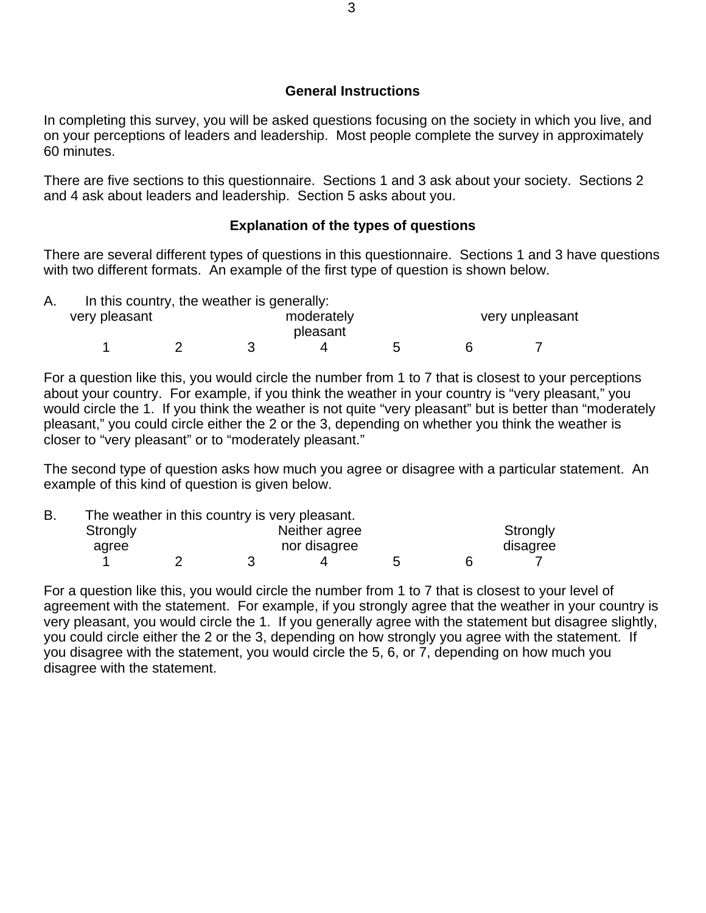## General Instructions

In completing this survey, you will be asked questions focusing on the society in which you live, and on your perceptions of leaders and leadership. Most people complete the survey in approximately 60 minutes.

There are five sections to this questionnaire. Sections 1 and 3 ask about your society. Sections 2 and 4 ask about leaders and leadership. Section 5 asks about you.

## Explanation of the types of questions

There are several different types of questions in this questionnaire. Sections 1 and 3 have questions with two different formats. An example of the first type of question is shown below.

A. In this country, the weather is generally:

| very pleasant | | | moderately pleasant | | | very unpleasant |
|---|---|---|---|---|---|---|
| 1 | 2 | 3 | 4 | 5 | 6 | 7 |

For a question like this, you would circle the number from 1 to 7 that is closest to your perceptions about your country. For example, if you think the weather in your country is "very pleasant," you would circle the 1. If you think the weather is not quite "very pleasant" but is better than "moderately pleasant," you could circle either the 2 or the 3, depending on whether you think the weather is closer to "very pleasant" or to "moderately pleasant."

The second type of question asks how much you agree or disagree with a particular statement. An example of this kind of question is given below.

B. The weather in this country is very pleasant.

| Strongly agree | | | Neither agree nor disagree | | | Strongly disagree |
|---|---|---|---|---|---|---|
| 1 | 2 | 3 | 4 | 5 | 6 | 7 |

For a question like this, you would circle the number from 1 to 7 that is closest to your level of agreement with the statement. For example, if you strongly agree that the weather in your country is very pleasant, you would circle the 1. If you generally agree with the statement but disagree slightly, you could circle either the 2 or the 3, depending on how strongly you agree with the statement. If you disagree with the statement, you would circle the 5, 6, or 7, depending on how much you disagree with the statement.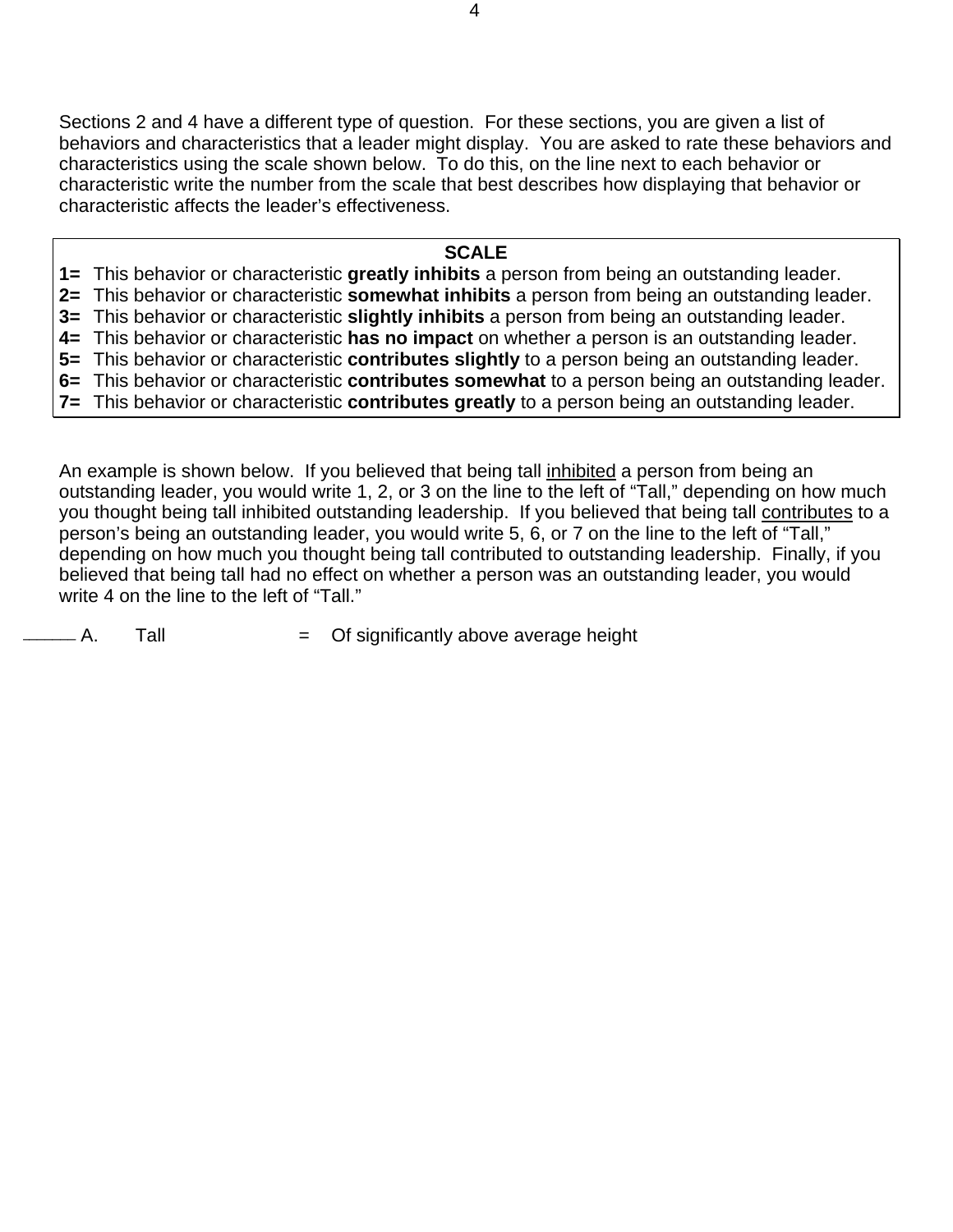Sections 2 and 4 have a different type of question. For these sections, you are given a list of behaviors and characteristics that a leader might display. You are asked to rate these behaviors and characteristics using the scale shown below. To do this, on the line next to each behavior or characteristic write the number from the scale that best describes how displaying that behavior or characteristic affects the leader's effectiveness.

**SCALE**

**1=** This behavior or characteristic **greatly inhibits** a person from being an outstanding leader.
**2=** This behavior or characteristic **somewhat inhibits** a person from being an outstanding leader.
**3=** This behavior or characteristic **slightly inhibits** a person from being an outstanding leader.
**4=** This behavior or characteristic **has no impact** on whether a person is an outstanding leader.
**5=** This behavior or characteristic **contributes slightly** to a person being an outstanding leader.
**6=** This behavior or characteristic **contributes somewhat** to a person being an outstanding leader.
**7=** This behavior or characteristic **contributes greatly** to a person being an outstanding leader.

An example is shown below. If you believed that being tall <u>inhibited</u> a person from being an outstanding leader, you would write 1, 2, or 3 on the line to the left of "Tall," depending on how much you thought being tall inhibited outstanding leadership. If you believed that being tall <u>contributes</u> to a person's being an outstanding leader, you would write 5, 6, or 7 on the line to the left of "Tall," depending on how much you thought being tall contributed to outstanding leadership. Finally, if you believed that being tall had no effect on whether a person was an outstanding leader, you would write 4 on the line to the left of "Tall."

_____ A. Tall = Of significantly above average height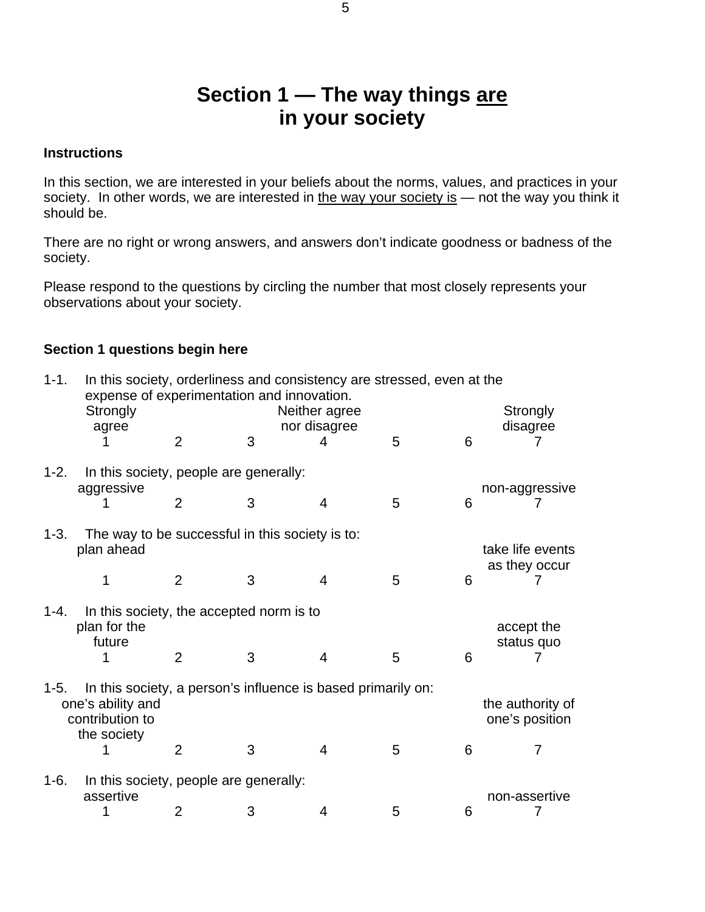# Section 1 — The way things <u>are</u> in your society

**Instructions**

In this section, we are interested in your beliefs about the norms, values, and practices in your society. In other words, we are interested in <u>the way your society is</u> — not the way you think it should be.

There are no right or wrong answers, and answers don't indicate goodness or badness of the society.

Please respond to the questions by circling the number that most closely represents your observations about your society.

**Section 1 questions begin here**

1-1. In this society, orderliness and consistency are stressed, even at the expense of experimentation and innovation.

| Strongly agree | | | Neither agree nor disagree | | | Strongly disagree |
|---|---|---|---|---|---|---|
| 1 | 2 | 3 | 4 | 5 | 6 | 7 |

1-2. In this society, people are generally:

| aggressive | | | | | | non-aggressive |
|---|---|---|---|---|---|---|
| 1 | 2 | 3 | 4 | 5 | 6 | 7 |

1-3. The way to be successful in this society is to:

| plan ahead | | | | | | take life events as they occur |
|---|---|---|---|---|---|---|
| 1 | 2 | 3 | 4 | 5 | 6 | 7 |

1-4. In this society, the accepted norm is to

| plan for the future | | | | | | accept the status quo |
|---|---|---|---|---|---|---|
| 1 | 2 | 3 | 4 | 5 | 6 | 7 |

1-5. In this society, a person's influence is based primarily on:

| one's ability and contribution to the society | | | | | | the authority of one's position |
|---|---|---|---|---|---|---|
| 1 | 2 | 3 | 4 | 5 | 6 | 7 |

1-6. In this society, people are generally:

| assertive | | | | | | non-assertive |
|---|---|---|---|---|---|---|
| 1 | 2 | 3 | 4 | 5 | 6 | 7 |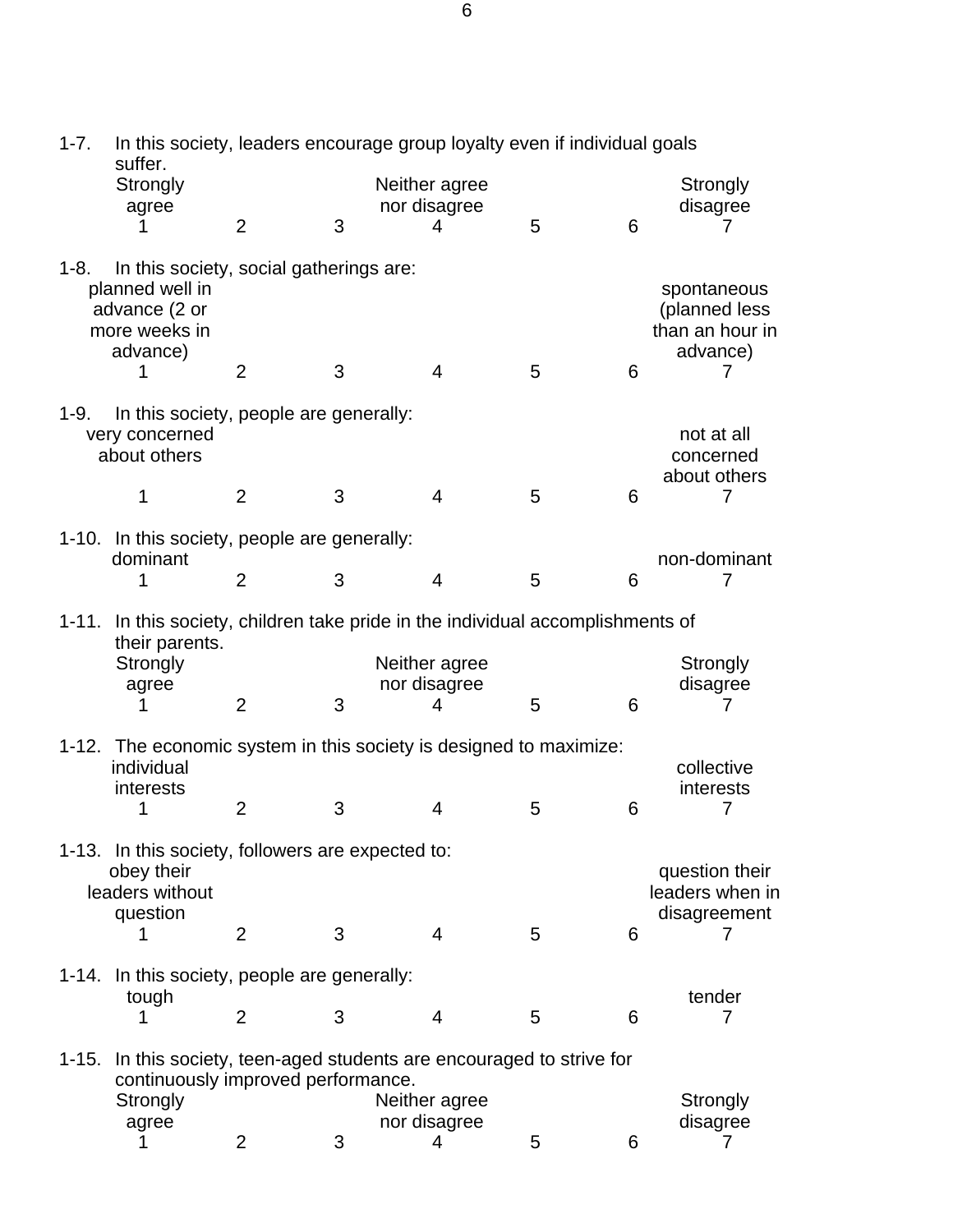1-7. In this society, leaders encourage group loyalty even if individual goals suffer.

| Strongly agree | | | Neither agree nor disagree | | | Strongly disagree |
|---|---|---|---|---|---|---|
| 1 | 2 | 3 | 4 | 5 | 6 | 7 |

1-8. In this society, social gatherings are:

| planned well in advance (2 or more weeks in advance) | | | | | | spontaneous (planned less than an hour in advance) |
|---|---|---|---|---|---|---|
| 1 | 2 | 3 | 4 | 5 | 6 | 7 |

1-9. In this society, people are generally:

| very concerned about others | | | | | | not at all concerned about others |
|---|---|---|---|---|---|---|
| 1 | 2 | 3 | 4 | 5 | 6 | 7 |

1-10. In this society, people are generally:

| dominant | | | | | | non-dominant |
|---|---|---|---|---|---|---|
| 1 | 2 | 3 | 4 | 5 | 6 | 7 |

1-11. In this society, children take pride in the individual accomplishments of their parents.

| Strongly agree | | | Neither agree nor disagree | | | Strongly disagree |
|---|---|---|---|---|---|---|
| 1 | 2 | 3 | 4 | 5 | 6 | 7 |

1-12. The economic system in this society is designed to maximize:

| individual interests | | | | | | collective interests |
|---|---|---|---|---|---|---|
| 1 | 2 | 3 | 4 | 5 | 6 | 7 |

1-13. In this society, followers are expected to:

| obey their leaders without question | | | | | | question their leaders when in disagreement |
|---|---|---|---|---|---|---|
| 1 | 2 | 3 | 4 | 5 | 6 | 7 |

1-14. In this society, people are generally:

| tough | | | | | | tender |
|---|---|---|---|---|---|---|
| 1 | 2 | 3 | 4 | 5 | 6 | 7 |

1-15. In this society, teen-aged students are encouraged to strive for continuously improved performance.

| Strongly agree | | | Neither agree nor disagree | | | Strongly disagree |
|---|---|---|---|---|---|---|
| 1 | 2 | 3 | 4 | 5 | 6 | 7 |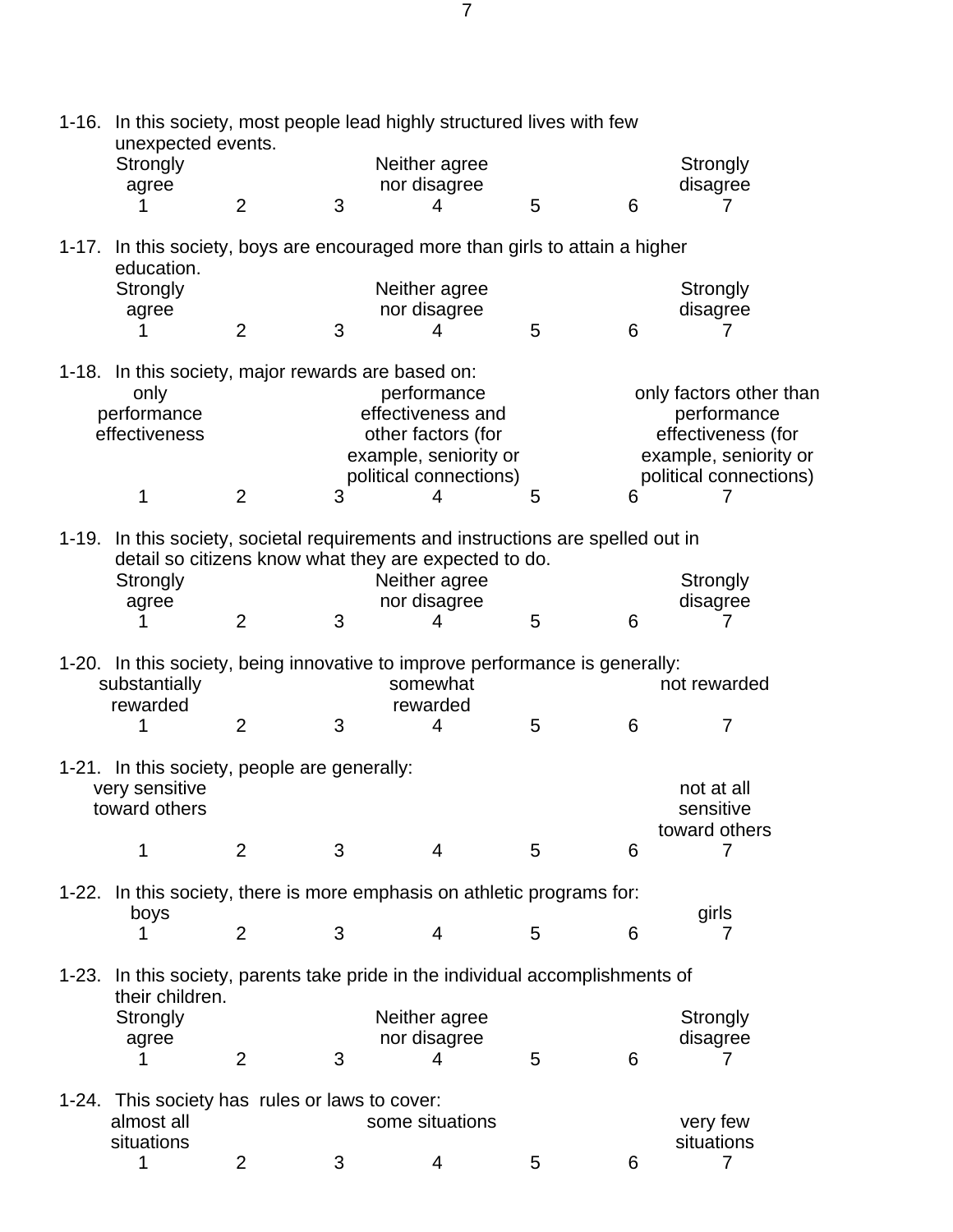1-16. In this society, most people lead highly structured lives with few unexpected events.

| Strongly agree | | | Neither agree nor disagree | | | Strongly disagree |
|---|---|---|---|---|---|---|
| 1 | 2 | 3 | 4 | 5 | 6 | 7 |

1-17. In this society, boys are encouraged more than girls to attain a higher education.

| Strongly agree | | | Neither agree nor disagree | | | Strongly disagree |
|---|---|---|---|---|---|---|
| 1 | 2 | 3 | 4 | 5 | 6 | 7 |

1-18. In this society, major rewards are based on:

| only performance effectiveness | | | performance effectiveness and other factors (for example, seniority or political connections) | | | only factors other than performance effectiveness (for example, seniority or political connections) |
|---|---|---|---|---|---|---|
| 1 | 2 | 3 | 4 | 5 | 6 | 7 |

1-19. In this society, societal requirements and instructions are spelled out in detail so citizens know what they are expected to do.

| Strongly agree | | | Neither agree nor disagree | | | Strongly disagree |
|---|---|---|---|---|---|---|
| 1 | 2 | 3 | 4 | 5 | 6 | 7 |

1-20. In this society, being innovative to improve performance is generally:

| substantially rewarded | | | somewhat rewarded | | | not rewarded |
|---|---|---|---|---|---|---|
| 1 | 2 | 3 | 4 | 5 | 6 | 7 |

1-21. In this society, people are generally:

| very sensitive toward others | | | | | | not at all sensitive toward others |
|---|---|---|---|---|---|---|
| 1 | 2 | 3 | 4 | 5 | 6 | 7 |

1-22. In this society, there is more emphasis on athletic programs for:

| boys | | | | | | girls |
|---|---|---|---|---|---|---|
| 1 | 2 | 3 | 4 | 5 | 6 | 7 |

1-23. In this society, parents take pride in the individual accomplishments of their children.

| Strongly agree | | | Neither agree nor disagree | | | Strongly disagree |
|---|---|---|---|---|---|---|
| 1 | 2 | 3 | 4 | 5 | 6 | 7 |

1-24. This society has rules or laws to cover:

| almost all situations | | | some situations | | | very few situations |
|---|---|---|---|---|---|---|
| 1 | 2 | 3 | 4 | 5 | 6 | 7 |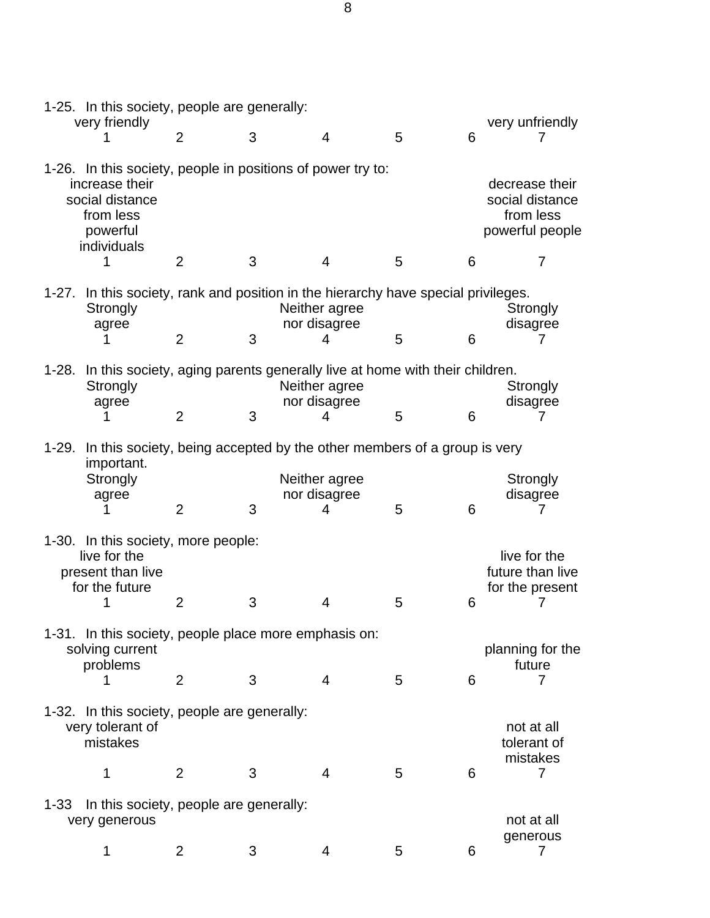1-25. In this society, people are generally:

| very friendly | | | | | | very unfriendly |
|---|---|---|---|---|---|---|
| 1 | 2 | 3 | 4 | 5 | 6 | 7 |

1-26. In this society, people in positions of power try to:

| increase their social distance from less powerful individuals | | | | | | decrease their social distance from less powerful people |
|---|---|---|---|---|---|---|
| 1 | 2 | 3 | 4 | 5 | 6 | 7 |

1-27. In this society, rank and position in the hierarchy have special privileges.

| Strongly agree | | | Neither agree nor disagree | | | Strongly disagree |
|---|---|---|---|---|---|---|
| 1 | 2 | 3 | 4 | 5 | 6 | 7 |

1-28. In this society, aging parents generally live at home with their children.

| Strongly agree | | | Neither agree nor disagree | | | Strongly disagree |
|---|---|---|---|---|---|---|
| 1 | 2 | 3 | 4 | 5 | 6 | 7 |

1-29. In this society, being accepted by the other members of a group is very important.

| Strongly agree | | | Neither agree nor disagree | | | Strongly disagree |
|---|---|---|---|---|---|---|
| 1 | 2 | 3 | 4 | 5 | 6 | 7 |

1-30. In this society, more people:

| live for the present than live for the future | | | | | | live for the future than live for the present |
|---|---|---|---|---|---|---|
| 1 | 2 | 3 | 4 | 5 | 6 | 7 |

1-31. In this society, people place more emphasis on:

| solving current problems | | | | | | planning for the future |
|---|---|---|---|---|---|---|
| 1 | 2 | 3 | 4 | 5 | 6 | 7 |

1-32. In this society, people are generally:

| very tolerant of mistakes | | | | | | not at all tolerant of mistakes |
|---|---|---|---|---|---|---|
| 1 | 2 | 3 | 4 | 5 | 6 | 7 |

1-33 In this society, people are generally:

| very generous | | | | | | not at all generous |
|---|---|---|---|---|---|---|
| 1 | 2 | 3 | 4 | 5 | 6 | 7 |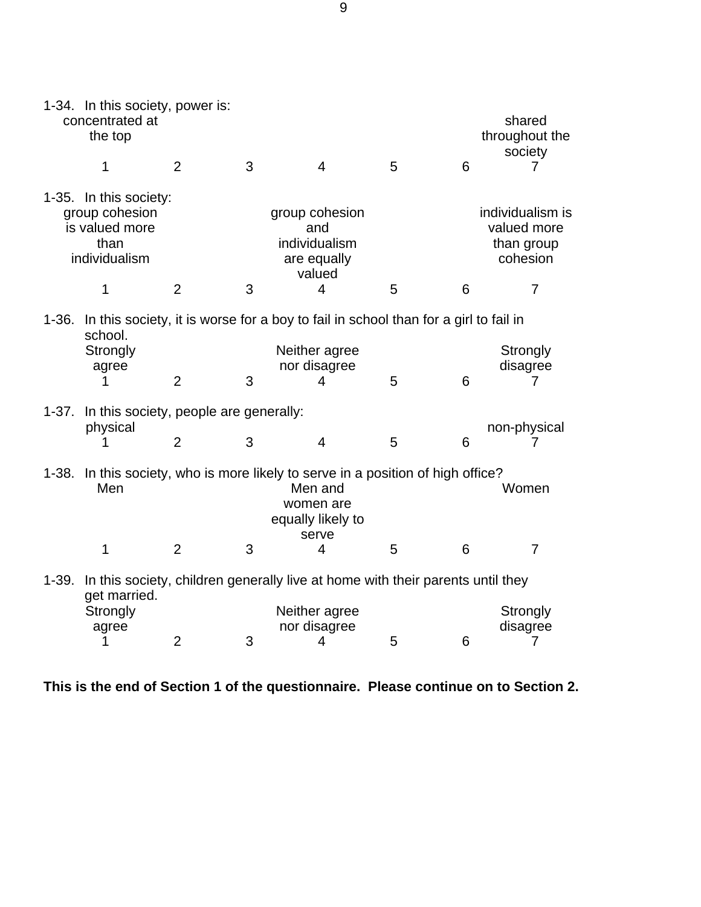1-34. In this society, power is:

| concentrated at the top | | | | | | shared throughout the society |
|---|---|---|---|---|---|---|
| 1 | 2 | 3 | 4 | 5 | 6 | 7 |

1-35. In this society:

| group cohesion is valued more than individualism | | | group cohesion and individualism are equally valued | | | individualism is valued more than group cohesion |
|---|---|---|---|---|---|---|
| 1 | 2 | 3 | 4 | 5 | 6 | 7 |

1-36. In this society, it is worse for a boy to fail in school than for a girl to fail in school.

| Strongly agree | | | Neither agree nor disagree | | | Strongly disagree |
|---|---|---|---|---|---|---|
| 1 | 2 | 3 | 4 | 5 | 6 | 7 |

1-37. In this society, people are generally:

| physical | | | | | | non-physical |
|---|---|---|---|---|---|---|
| 1 | 2 | 3 | 4 | 5 | 6 | 7 |

1-38. In this society, who is more likely to serve in a position of high office?

| Men | | | Men and women are equally likely to serve | | | Women |
|---|---|---|---|---|---|---|
| 1 | 2 | 3 | 4 | 5 | 6 | 7 |

1-39. In this society, children generally live at home with their parents until they get married.

| Strongly agree | | | Neither agree nor disagree | | | Strongly disagree |
|---|---|---|---|---|---|---|
| 1 | 2 | 3 | 4 | 5 | 6 | 7 |

**This is the end of Section 1 of the questionnaire. Please continue on to Section 2.**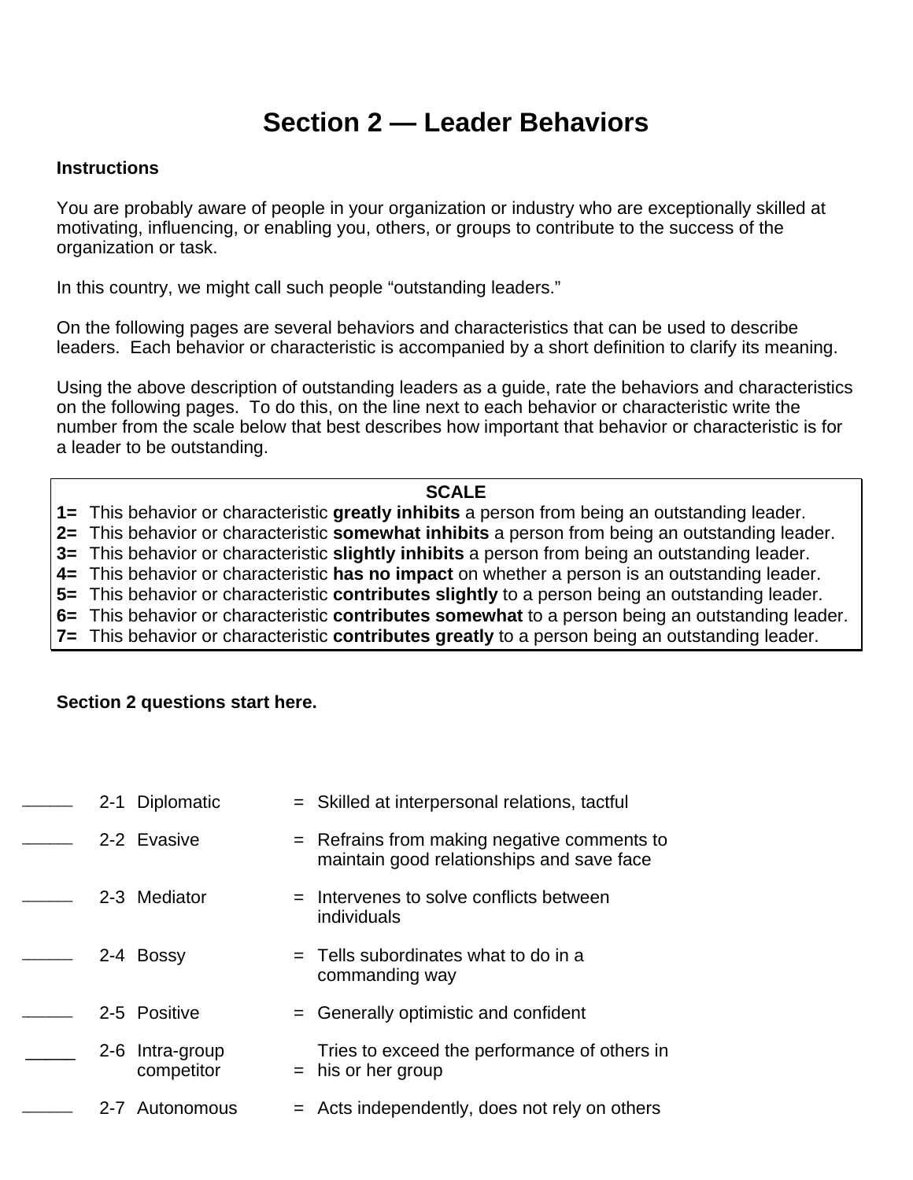# Section 2 — Leader Behaviors

**Instructions**

You are probably aware of people in your organization or industry who are exceptionally skilled at motivating, influencing, or enabling you, others, or groups to contribute to the success of the organization or task.

In this country, we might call such people "outstanding leaders."

On the following pages are several behaviors and characteristics that can be used to describe leaders. Each behavior or characteristic is accompanied by a short definition to clarify its meaning.

Using the above description of outstanding leaders as a guide, rate the behaviors and characteristics on the following pages. To do this, on the line next to each behavior or characteristic write the number from the scale below that best describes how important that behavior or characteristic is for a leader to be outstanding.

**SCALE**

**1=** This behavior or characteristic **greatly inhibits** a person from being an outstanding leader.
**2=** This behavior or characteristic **somewhat inhibits** a person from being an outstanding leader.
**3=** This behavior or characteristic **slightly inhibits** a person from being an outstanding leader.
**4=** This behavior or characteristic **has no impact** on whether a person is an outstanding leader.
**5=** This behavior or characteristic **contributes slightly** to a person being an outstanding leader.
**6=** This behavior or characteristic **contributes somewhat** to a person being an outstanding leader.
**7=** This behavior or characteristic **contributes greatly** to a person being an outstanding leader.

**Section 2 questions start here.**

| | | | | |
|---|---|---|---|---|
| _____ | 2-1 | Diplomatic | = | Skilled at interpersonal relations, tactful |
| _____ | 2-2 | Evasive | = | Refrains from making negative comments to maintain good relationships and save face |
| _____ | 2-3 | Mediator | = | Intervenes to solve conflicts between individuals |
| _____ | 2-4 | Bossy | = | Tells subordinates what to do in a commanding way |
| _____ | 2-5 | Positive | = | Generally optimistic and confident |
| _____ | 2-6 | Intra-group competitor | = | Tries to exceed the performance of others in his or her group |
| _____ | 2-7 | Autonomous | = | Acts independently, does not rely on others |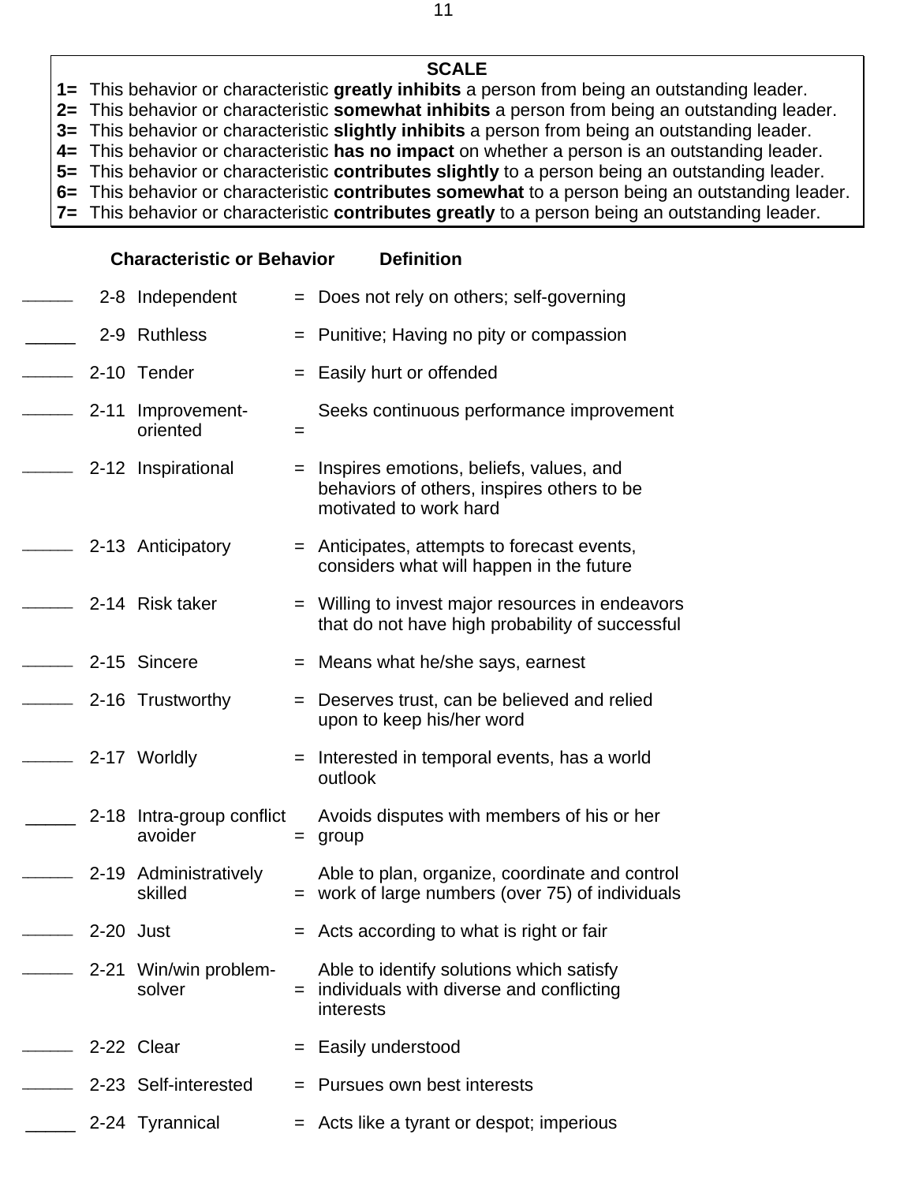**SCALE**

**1=** This behavior or characteristic **greatly inhibits** a person from being an outstanding leader.
**2=** This behavior or characteristic **somewhat inhibits** a person from being an outstanding leader.
**3=** This behavior or characteristic **slightly inhibits** a person from being an outstanding leader.
**4=** This behavior or characteristic **has no impact** on whether a person is an outstanding leader.
**5=** This behavior or characteristic **contributes slightly** to a person being an outstanding leader.
**6=** This behavior or characteristic **contributes somewhat** to a person being an outstanding leader.
**7=** This behavior or characteristic **contributes greatly** to a person being an outstanding leader.

| | | **Characteristic or Behavior** | | **Definition** |
|---|---|---|---|---|
| _____ | 2-8 | Independent | = | Does not rely on others; self-governing |
| _____ | 2-9 | Ruthless | = | Punitive; Having no pity or compassion |
| _____ | 2-10 | Tender | = | Easily hurt or offended |
| _____ | 2-11 | Improvement-oriented | = | Seeks continuous performance improvement |
| _____ | 2-12 | Inspirational | = | Inspires emotions, beliefs, values, and behaviors of others, inspires others to be motivated to work hard |
| _____ | 2-13 | Anticipatory | = | Anticipates, attempts to forecast events, considers what will happen in the future |
| _____ | 2-14 | Risk taker | = | Willing to invest major resources in endeavors that do not have high probability of successful |
| _____ | 2-15 | Sincere | = | Means what he/she says, earnest |
| _____ | 2-16 | Trustworthy | = | Deserves trust, can be believed and relied upon to keep his/her word |
| _____ | 2-17 | Worldly | = | Interested in temporal events, has a world outlook |
| _____ | 2-18 | Intra-group conflict avoider | = | Avoids disputes with members of his or her group |
| _____ | 2-19 | Administratively skilled | = | Able to plan, organize, coordinate and control work of large numbers (over 75) of individuals |
| _____ | 2-20 | Just | = | Acts according to what is right or fair |
| _____ | 2-21 | Win/win problem-solver | = | Able to identify solutions which satisfy individuals with diverse and conflicting interests |
| _____ | 2-22 | Clear | = | Easily understood |
| _____ | 2-23 | Self-interested | = | Pursues own best interests |
| _____ | 2-24 | Tyrannical | = | Acts like a tyrant or despot; imperious |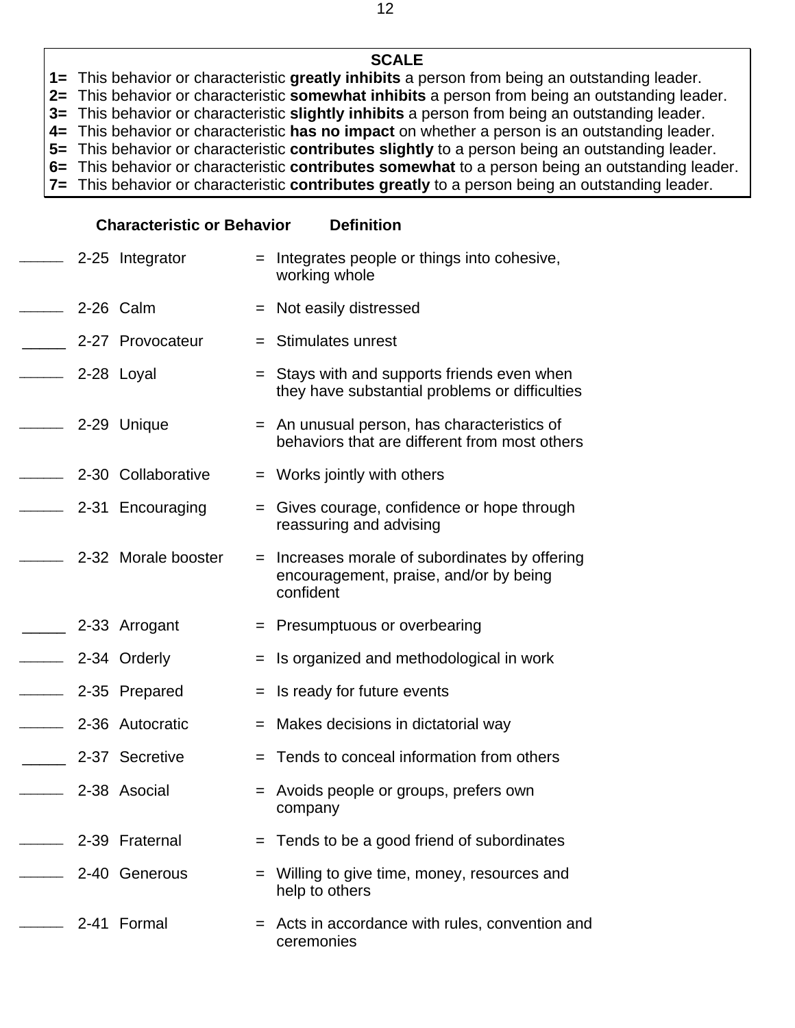**SCALE**

**1=** This behavior or characteristic **greatly inhibits** a person from being an outstanding leader.
**2=** This behavior or characteristic **somewhat inhibits** a person from being an outstanding leader.
**3=** This behavior or characteristic **slightly inhibits** a person from being an outstanding leader.
**4=** This behavior or characteristic **has no impact** on whether a person is an outstanding leader.
**5=** This behavior or characteristic **contributes slightly** to a person being an outstanding leader.
**6=** This behavior or characteristic **contributes somewhat** to a person being an outstanding leader.
**7=** This behavior or characteristic **contributes greatly** to a person being an outstanding leader.

| | **Characteristic or Behavior** | | **Definition** |
|---|---|---|---|
| _____ | 2-25 Integrator | = | Integrates people or things into cohesive, working whole |
| _____ | 2-26 Calm | = | Not easily distressed |
| _____ | 2-27 Provocateur | = | Stimulates unrest |
| _____ | 2-28 Loyal | = | Stays with and supports friends even when they have substantial problems or difficulties |
| _____ | 2-29 Unique | = | An unusual person, has characteristics of behaviors that are different from most others |
| _____ | 2-30 Collaborative | = | Works jointly with others |
| _____ | 2-31 Encouraging | = | Gives courage, confidence or hope through reassuring and advising |
| _____ | 2-32 Morale booster | = | Increases morale of subordinates by offering encouragement, praise, and/or by being confident |
| _____ | 2-33 Arrogant | = | Presumptuous or overbearing |
| _____ | 2-34 Orderly | = | Is organized and methodological in work |
| _____ | 2-35 Prepared | = | Is ready for future events |
| _____ | 2-36 Autocratic | = | Makes decisions in dictatorial way |
| _____ | 2-37 Secretive | = | Tends to conceal information from others |
| _____ | 2-38 Asocial | = | Avoids people or groups, prefers own company |
| _____ | 2-39 Fraternal | = | Tends to be a good friend of subordinates |
| _____ | 2-40 Generous | = | Willing to give time, money, resources and help to others |
| _____ | 2-41 Formal | = | Acts in accordance with rules, convention and ceremonies |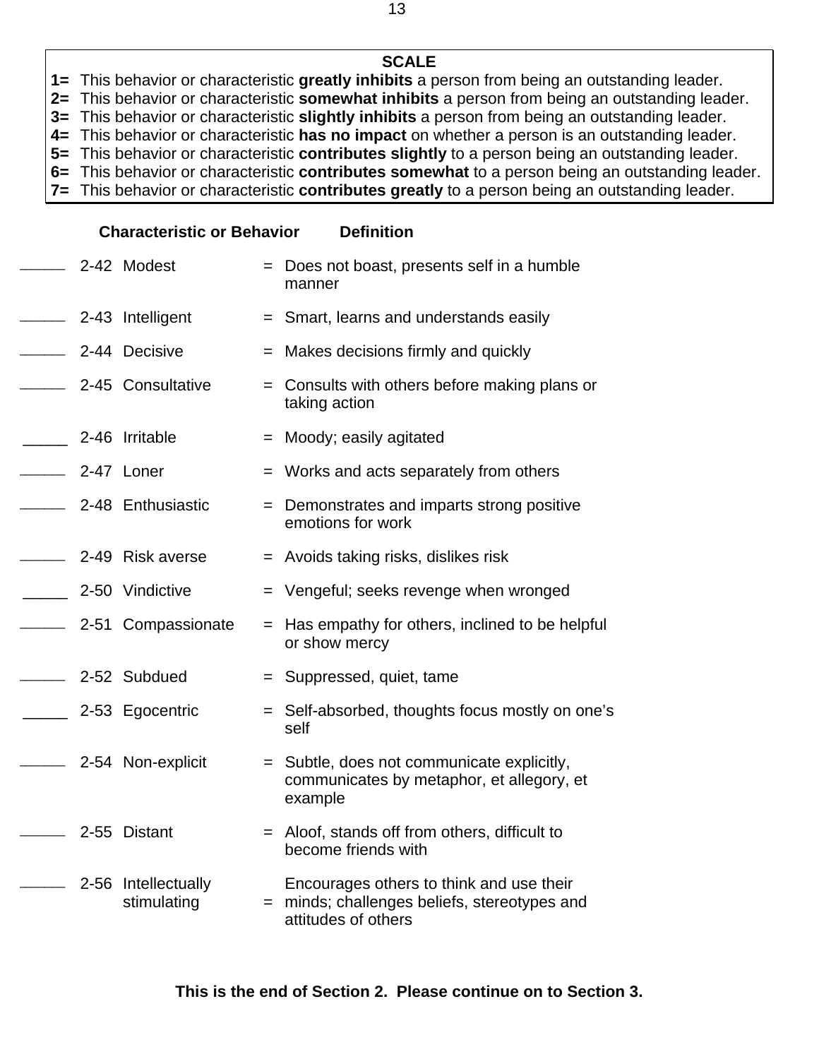**SCALE**

**1=** This behavior or characteristic **greatly inhibits** a person from being an outstanding leader.
**2=** This behavior or characteristic **somewhat inhibits** a person from being an outstanding leader.
**3=** This behavior or characteristic **slightly inhibits** a person from being an outstanding leader.
**4=** This behavior or characteristic **has no impact** on whether a person is an outstanding leader.
**5=** This behavior or characteristic **contributes slightly** to a person being an outstanding leader.
**6=** This behavior or characteristic **contributes somewhat** to a person being an outstanding leader.
**7=** This behavior or characteristic **contributes greatly** to a person being an outstanding leader.

| | | **Characteristic or Behavior** | | **Definition** |
|---|---|---|---|---|
| _____ | 2-42 | Modest | = | Does not boast, presents self in a humble manner |
| _____ | 2-43 | Intelligent | = | Smart, learns and understands easily |
| _____ | 2-44 | Decisive | = | Makes decisions firmly and quickly |
| _____ | 2-45 | Consultative | = | Consults with others before making plans or taking action |
| _____ | 2-46 | Irritable | = | Moody; easily agitated |
| _____ | 2-47 | Loner | = | Works and acts separately from others |
| _____ | 2-48 | Enthusiastic | = | Demonstrates and imparts strong positive emotions for work |
| _____ | 2-49 | Risk averse | = | Avoids taking risks, dislikes risk |
| _____ | 2-50 | Vindictive | = | Vengeful; seeks revenge when wronged |
| _____ | 2-51 | Compassionate | = | Has empathy for others, inclined to be helpful or show mercy |
| _____ | 2-52 | Subdued | = | Suppressed, quiet, tame |
| _____ | 2-53 | Egocentric | = | Self-absorbed, thoughts focus mostly on one's self |
| _____ | 2-54 | Non-explicit | = | Subtle, does not communicate explicitly, communicates by metaphor, et allegory, et example |
| _____ | 2-55 | Distant | = | Aloof, stands off from others, difficult to become friends with |
| _____ | 2-56 | Intellectually stimulating | = | Encourages others to think and use their minds; challenges beliefs, stereotypes and attitudes of others |

**This is the end of Section 2. Please continue on to Section 3.**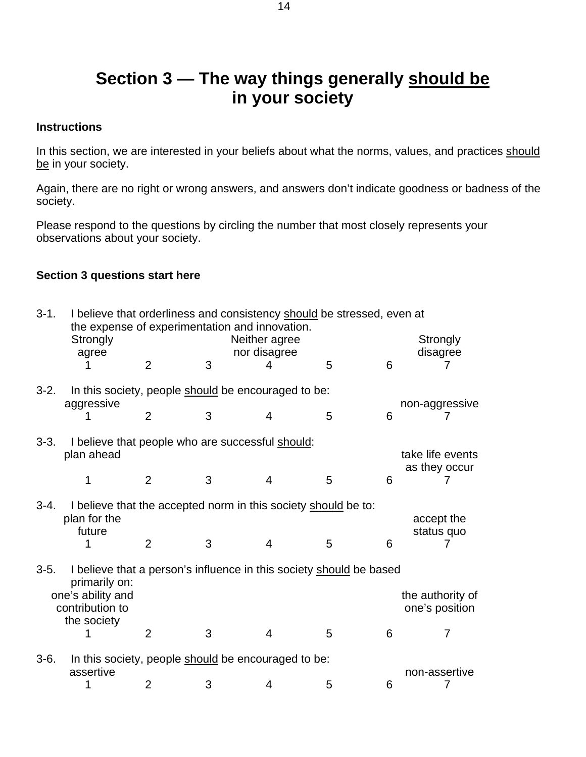# Section 3 — The way things generally should be in your society

**Instructions**

In this section, we are interested in your beliefs about what the norms, values, and practices should be in your society.

Again, there are no right or wrong answers, and answers don't indicate goodness or badness of the society.

Please respond to the questions by circling the number that most closely represents your observations about your society.

**Section 3 questions start here**

3-1. I believe that orderliness and consistency should be stressed, even at the expense of experimentation and innovation.

| Strongly agree | | | Neither agree nor disagree | | | Strongly disagree |
|---|---|---|---|---|---|---|
| 1 | 2 | 3 | 4 | 5 | 6 | 7 |

3-2. In this society, people should be encouraged to be:

| aggressive | | | | | | non-aggressive |
|---|---|---|---|---|---|---|
| 1 | 2 | 3 | 4 | 5 | 6 | 7 |

3-3. I believe that people who are successful should:

| plan ahead | | | | | | take life events as they occur |
|---|---|---|---|---|---|---|
| 1 | 2 | 3 | 4 | 5 | 6 | 7 |

3-4. I believe that the accepted norm in this society should be to:

| plan for the future | | | | | | accept the status quo |
|---|---|---|---|---|---|---|
| 1 | 2 | 3 | 4 | 5 | 6 | 7 |

3-5. I believe that a person's influence in this society should be based primarily on:

| one's ability and contribution to the society | | | | | | the authority of one's position |
|---|---|---|---|---|---|---|
| 1 | 2 | 3 | 4 | 5 | 6 | 7 |

3-6. In this society, people should be encouraged to be:

| assertive | | | | | | non-assertive |
|---|---|---|---|---|---|---|
| 1 | 2 | 3 | 4 | 5 | 6 | 7 |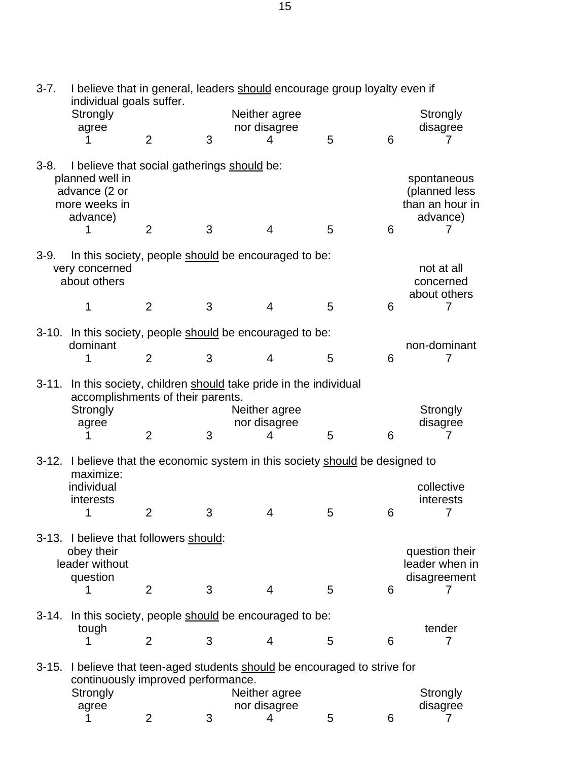3-7. I believe that in general, leaders <u>should</u> encourage group loyalty even if individual goals suffer.

| Strongly agree | | | Neither agree nor disagree | | | Strongly disagree |
|---|---|---|---|---|---|---|
| 1 | 2 | 3 | 4 | 5 | 6 | 7 |

3-8. I believe that social gatherings <u>should</u> be:

| planned well in advance (2 or more weeks in advance) | | | | | | spontaneous (planned less than an hour in advance) |
|---|---|---|---|---|---|---|
| 1 | 2 | 3 | 4 | 5 | 6 | 7 |

3-9. In this society, people <u>should</u> be encouraged to be:

| very concerned about others | | | | | | not at all concerned about others |
|---|---|---|---|---|---|---|
| 1 | 2 | 3 | 4 | 5 | 6 | 7 |

3-10. In this society, people <u>should</u> be encouraged to be:

| dominant | | | | | | non-dominant |
|---|---|---|---|---|---|---|
| 1 | 2 | 3 | 4 | 5 | 6 | 7 |

3-11. In this society, children <u>should</u> take pride in the individual accomplishments of their parents.

| Strongly agree | | | Neither agree nor disagree | | | Strongly disagree |
|---|---|---|---|---|---|---|
| 1 | 2 | 3 | 4 | 5 | 6 | 7 |

3-12. I believe that the economic system in this society <u>should</u> be designed to maximize:

| individual interests | | | | | | collective interests |
|---|---|---|---|---|---|---|
| 1 | 2 | 3 | 4 | 5 | 6 | 7 |

3-13. I believe that followers <u>should</u>:

| obey their leader without question | | | | | | question their leader when in disagreement |
|---|---|---|---|---|---|---|
| 1 | 2 | 3 | 4 | 5 | 6 | 7 |

3-14. In this society, people <u>should</u> be encouraged to be:

| tough | | | | | | tender |
|---|---|---|---|---|---|---|
| 1 | 2 | 3 | 4 | 5 | 6 | 7 |

3-15. I believe that teen-aged students <u>should</u> be encouraged to strive for continuously improved performance.

| Strongly agree | | | Neither agree nor disagree | | | Strongly disagree |
|---|---|---|---|---|---|---|
| 1 | 2 | 3 | 4 | 5 | 6 | 7 |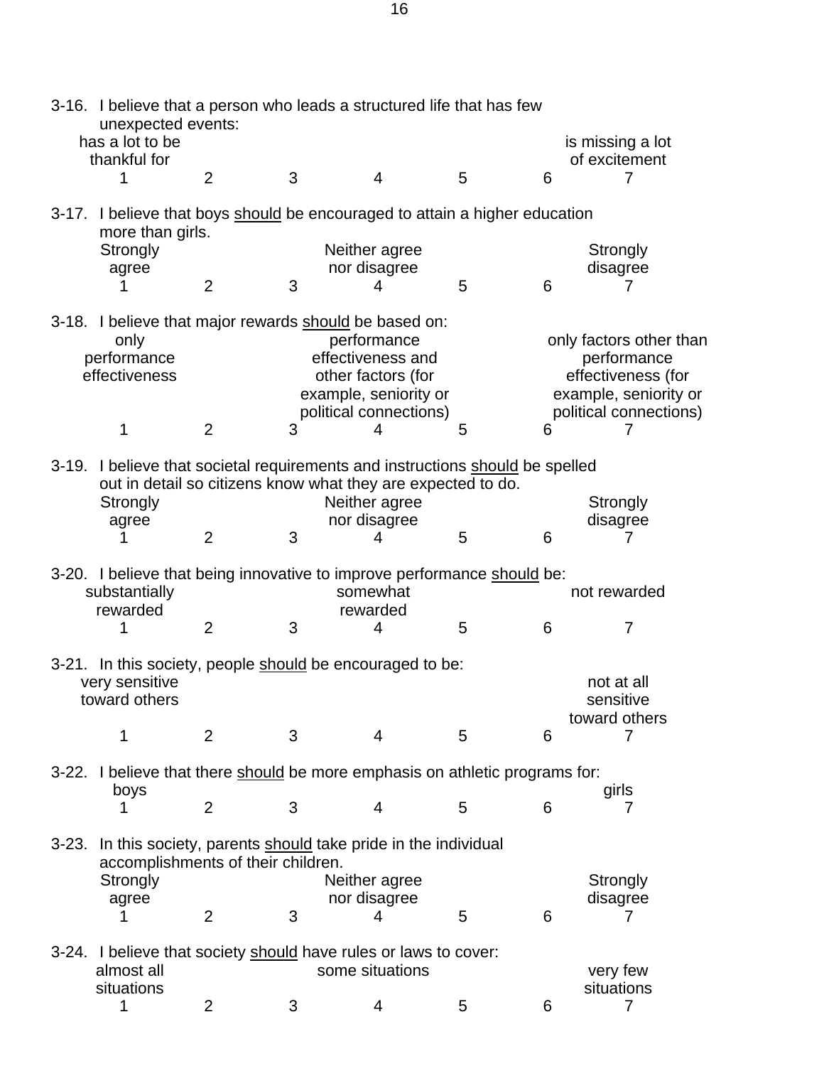3-16. I believe that a person who leads a structured life that has few unexpected events:

| has a lot to be thankful for | | | | | | is missing a lot of excitement |
|---|---|---|---|---|---|---|
| 1 | 2 | 3 | 4 | 5 | 6 | 7 |

3-17. I believe that boys <u>should</u> be encouraged to attain a higher education more than girls.

| Strongly agree | | | Neither agree nor disagree | | | Strongly disagree |
|---|---|---|---|---|---|---|
| 1 | 2 | 3 | 4 | 5 | 6 | 7 |

3-18. I believe that major rewards <u>should</u> be based on:

| only performance effectiveness | | | performance effectiveness and other factors (for example, seniority or political connections) | | | only factors other than performance effectiveness (for example, seniority or political connections) |
|---|---|---|---|---|---|---|
| 1 | 2 | 3 | 4 | 5 | 6 | 7 |

3-19. I believe that societal requirements and instructions <u>should</u> be spelled out in detail so citizens know what they are expected to do.

| Strongly agree | | | Neither agree nor disagree | | | Strongly disagree |
|---|---|---|---|---|---|---|
| 1 | 2 | 3 | 4 | 5 | 6 | 7 |

3-20. I believe that being innovative to improve performance <u>should</u> be:

| substantially rewarded | | | somewhat rewarded | | | not rewarded |
|---|---|---|---|---|---|---|
| 1 | 2 | 3 | 4 | 5 | 6 | 7 |

3-21. In this society, people <u>should</u> be encouraged to be:

| very sensitive toward others | | | | | | not at all sensitive toward others |
|---|---|---|---|---|---|---|
| 1 | 2 | 3 | 4 | 5 | 6 | 7 |

3-22. I believe that there <u>should</u> be more emphasis on athletic programs for:

| boys | | | | | | girls |
|---|---|---|---|---|---|---|
| 1 | 2 | 3 | 4 | 5 | 6 | 7 |

3-23. In this society, parents <u>should</u> take pride in the individual accomplishments of their children.

| Strongly agree | | | Neither agree nor disagree | | | Strongly disagree |
|---|---|---|---|---|---|---|
| 1 | 2 | 3 | 4 | 5 | 6 | 7 |

3-24. I believe that society <u>should</u> have rules or laws to cover:

| almost all situations | | | some situations | | | very few situations |
|---|---|---|---|---|---|---|
| 1 | 2 | 3 | 4 | 5 | 6 | 7 |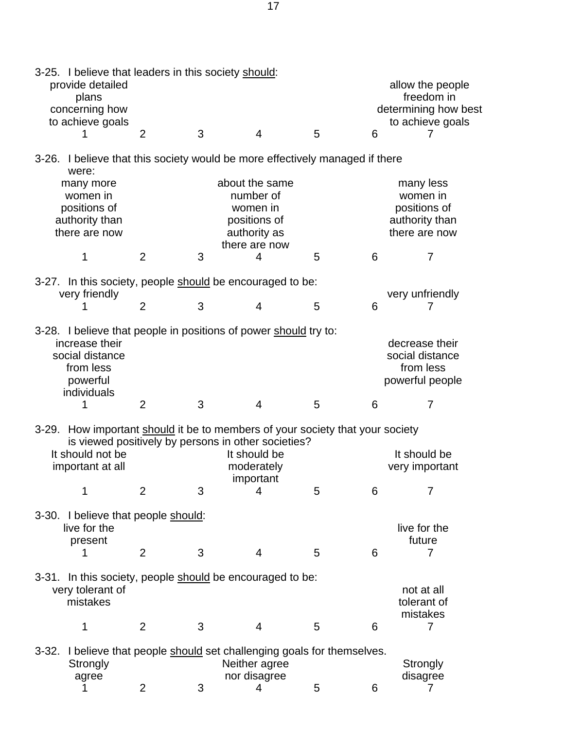3-25. I believe that leaders in this society <u>should</u>:

| provide detailed plans concerning how to achieve goals | | | | | | allow the people freedom in determining how best to achieve goals |
|---|---|---|---|---|---|---|
| 1 | 2 | 3 | 4 | 5 | 6 | 7 |

3-26. I believe that this society would be more effectively managed if there were:

| many more women in positions of authority than there are now | | | about the same number of women in positions of authority as there are now | | | many less women in positions of authority than there are now |
|---|---|---|---|---|---|---|
| 1 | 2 | 3 | 4 | 5 | 6 | 7 |

3-27. In this society, people <u>should</u> be encouraged to be:

| very friendly | | | | | | very unfriendly |
|---|---|---|---|---|---|---|
| 1 | 2 | 3 | 4 | 5 | 6 | 7 |

3-28. I believe that people in positions of power <u>should</u> try to:

| increase their social distance from less powerful individuals | | | | | | decrease their social distance from less powerful people |
|---|---|---|---|---|---|---|
| 1 | 2 | 3 | 4 | 5 | 6 | 7 |

3-29. How important <u>should</u> it be to members of your society that your society is viewed positively by persons in other societies?

| It should not be important at all | | | It should be moderately important | | | It should be very important |
|---|---|---|---|---|---|---|
| 1 | 2 | 3 | 4 | 5 | 6 | 7 |

3-30. I believe that people <u>should</u>:

| live for the present | | | | | | live for the future |
|---|---|---|---|---|---|---|
| 1 | 2 | 3 | 4 | 5 | 6 | 7 |

3-31. In this society, people <u>should</u> be encouraged to be:

| very tolerant of mistakes | | | | | | not at all tolerant of mistakes |
|---|---|---|---|---|---|---|
| 1 | 2 | 3 | 4 | 5 | 6 | 7 |

3-32. I believe that people <u>should</u> set challenging goals for themselves.

| Strongly agree | | | Neither agree nor disagree | | | Strongly disagree |
|---|---|---|---|---|---|---|
| 1 | 2 | 3 | 4 | 5 | 6 | 7 |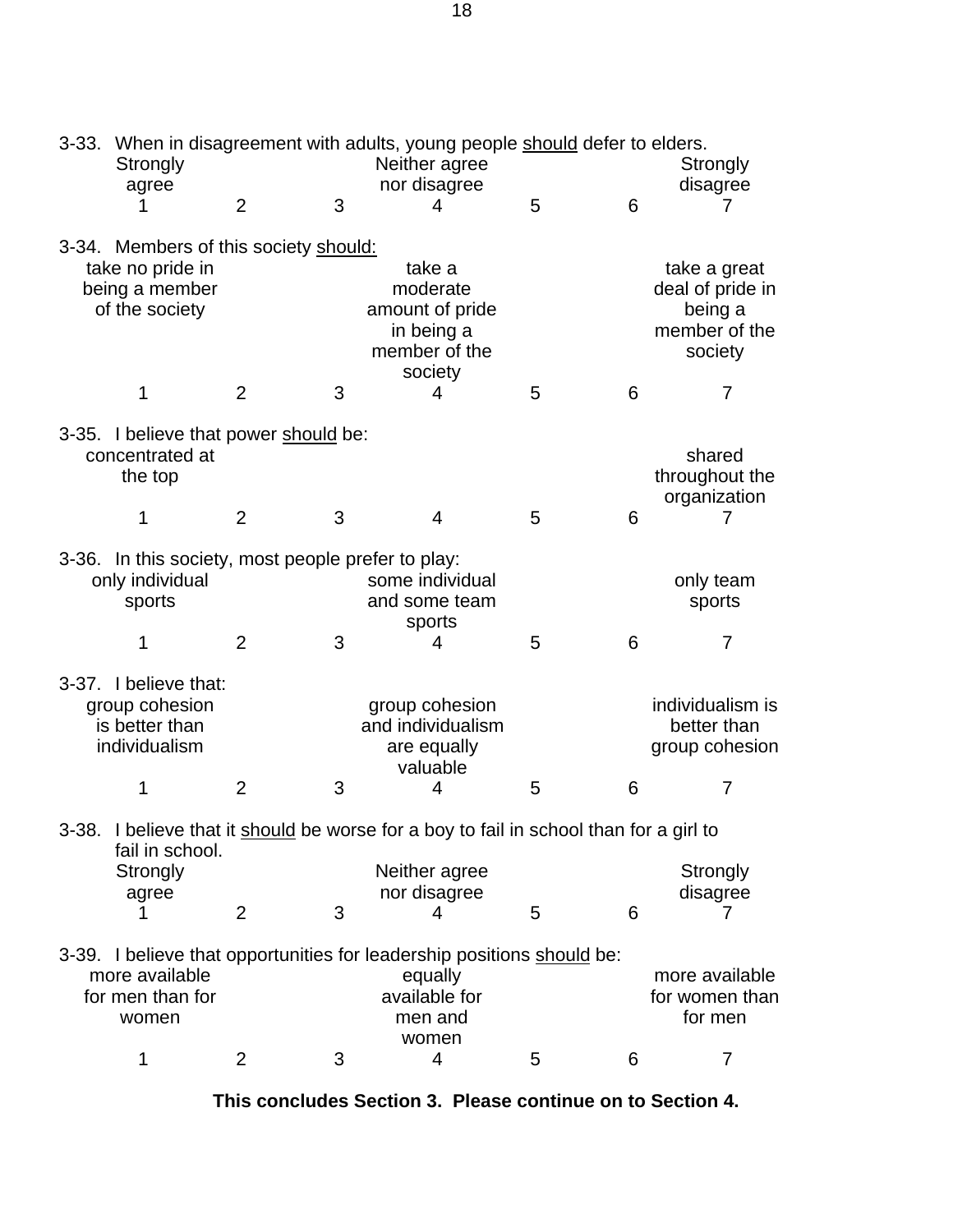3-33. When in disagreement with adults, young people <u>should</u> defer to elders.

| Strongly agree | | | Neither agree nor disagree | | | Strongly disagree |
|---|---|---|---|---|---|---|
| 1 | 2 | 3 | 4 | 5 | 6 | 7 |

3-34. Members of this society <u>should:</u>

| take no pride in being a member of the society | | | take a moderate amount of pride in being a member of the society | | | take a great deal of pride in being a member of the society |
|---|---|---|---|---|---|---|
| 1 | 2 | 3 | 4 | 5 | 6 | 7 |

3-35. I believe that power <u>should</u> be:

| concentrated at the top | | | | | | shared throughout the organization |
|---|---|---|---|---|---|---|
| 1 | 2 | 3 | 4 | 5 | 6 | 7 |

3-36. In this society, most people prefer to play:

| only individual sports | | | some individual and some team sports | | | only team sports |
|---|---|---|---|---|---|---|
| 1 | 2 | 3 | 4 | 5 | 6 | 7 |

3-37. I believe that:

| group cohesion is better than individualism | | | group cohesion and individualism are equally valuable | | | individualism is better than group cohesion |
|---|---|---|---|---|---|---|
| 1 | 2 | 3 | 4 | 5 | 6 | 7 |

3-38. I believe that it <u>should</u> be worse for a boy to fail in school than for a girl to fail in school.

| Strongly agree | | | Neither agree nor disagree | | | Strongly disagree |
|---|---|---|---|---|---|---|
| 1 | 2 | 3 | 4 | 5 | 6 | 7 |

3-39. I believe that opportunities for leadership positions <u>should</u> be:

| more available for men than for women | | | equally available for men and women | | | more available for women than for men |
|---|---|---|---|---|---|---|
| 1 | 2 | 3 | 4 | 5 | 6 | 7 |

**This concludes Section 3. Please continue on to Section 4.**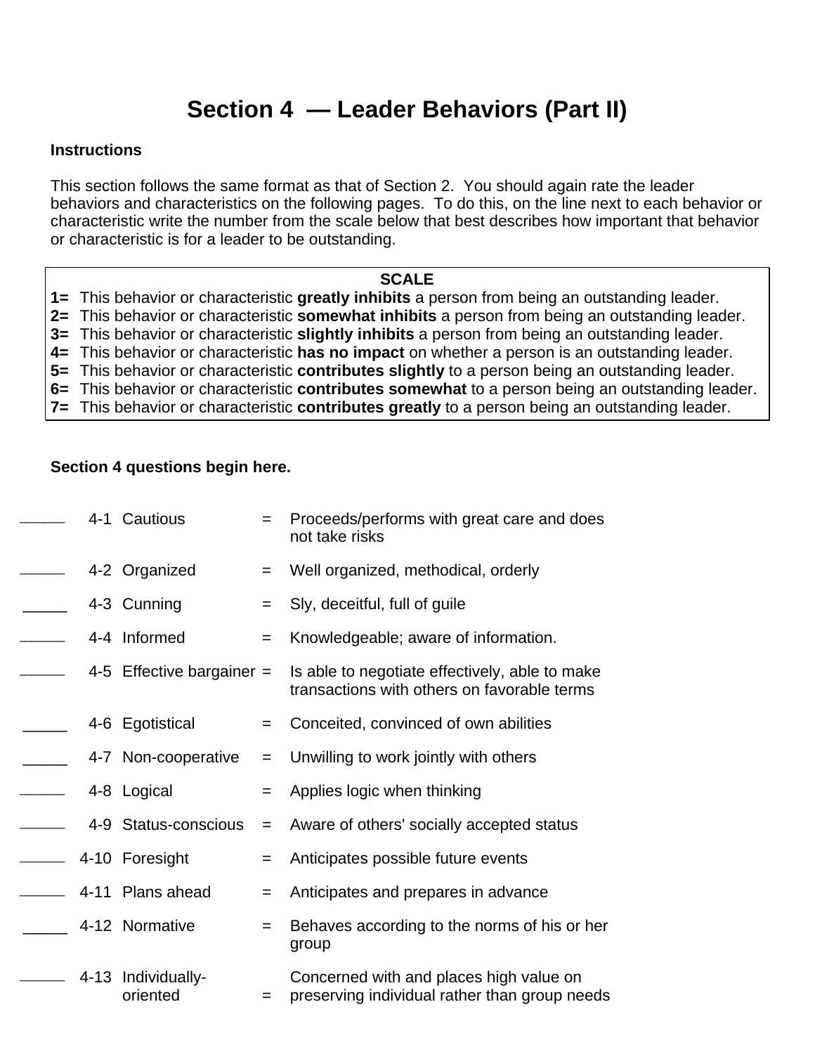# Section 4 — Leader Behaviors (Part II)

**Instructions**

This section follows the same format as that of Section 2. You should again rate the leader behaviors and characteristics on the following pages. To do this, on the line next to each behavior or characteristic write the number from the scale below that best describes how important that behavior or characteristic is for a leader to be outstanding.

**SCALE**

**1=** This behavior or characteristic **greatly inhibits** a person from being an outstanding leader.
**2=** This behavior or characteristic **somewhat inhibits** a person from being an outstanding leader.
**3=** This behavior or characteristic **slightly inhibits** a person from being an outstanding leader.
**4=** This behavior or characteristic **has no impact** on whether a person is an outstanding leader.
**5=** This behavior or characteristic **contributes slightly** to a person being an outstanding leader.
**6=** This behavior or characteristic **contributes somewhat** to a person being an outstanding leader.
**7=** This behavior or characteristic **contributes greatly** to a person being an outstanding leader.

**Section 4 questions begin here.**

| | | | | |
|---|---|---|---|---|
| _____ | 4-1 | Cautious | = | Proceeds/performs with great care and does not take risks |
| _____ | 4-2 | Organized | = | Well organized, methodical, orderly |
| _____ | 4-3 | Cunning | = | Sly, deceitful, full of guile |
| _____ | 4-4 | Informed | = | Knowledgeable; aware of information. |
| _____ | 4-5 | Effective bargainer | = | Is able to negotiate effectively, able to make transactions with others on favorable terms |
| _____ | 4-6 | Egotistical | = | Conceited, convinced of own abilities |
| _____ | 4-7 | Non-cooperative | = | Unwilling to work jointly with others |
| _____ | 4-8 | Logical | = | Applies logic when thinking |
| _____ | 4-9 | Status-conscious | = | Aware of others' socially accepted status |
| _____ | 4-10 | Foresight | = | Anticipates possible future events |
| _____ | 4-11 | Plans ahead | = | Anticipates and prepares in advance |
| _____ | 4-12 | Normative | = | Behaves according to the norms of his or her group |
| _____ | 4-13 | Individually-oriented | = | Concerned with and places high value on preserving individual rather than group needs |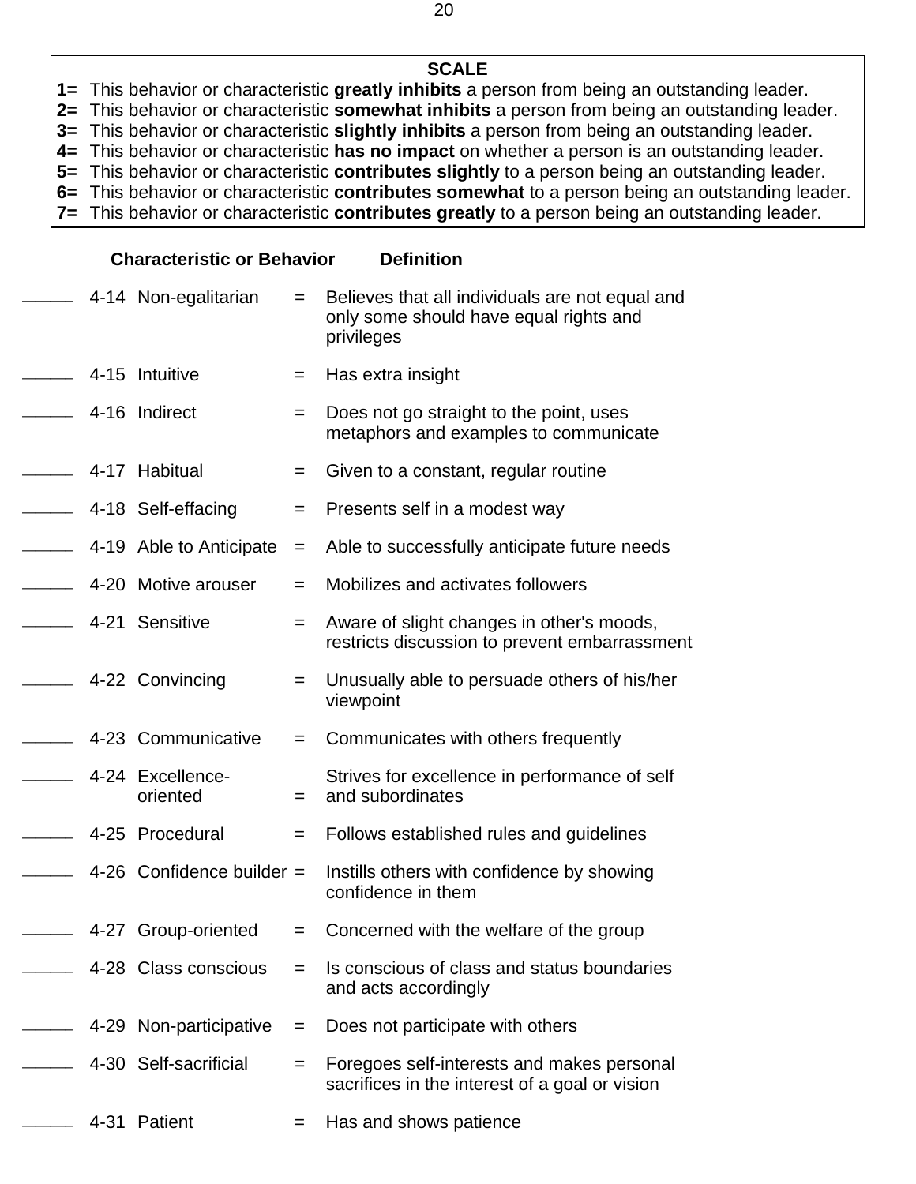**SCALE**

**1=** This behavior or characteristic **greatly inhibits** a person from being an outstanding leader.
**2=** This behavior or characteristic **somewhat inhibits** a person from being an outstanding leader.
**3=** This behavior or characteristic **slightly inhibits** a person from being an outstanding leader.
**4=** This behavior or characteristic **has no impact** on whether a person is an outstanding leader.
**5=** This behavior or characteristic **contributes slightly** to a person being an outstanding leader.
**6=** This behavior or characteristic **contributes somewhat** to a person being an outstanding leader.
**7=** This behavior or characteristic **contributes greatly** to a person being an outstanding leader.

| | | **Characteristic or Behavior** | | **Definition** |
|---|---|---|---|---|
| _____ | 4-14 | Non-egalitarian | = | Believes that all individuals are not equal and only some should have equal rights and privileges |
| _____ | 4-15 | Intuitive | = | Has extra insight |
| _____ | 4-16 | Indirect | = | Does not go straight to the point, uses metaphors and examples to communicate |
| _____ | 4-17 | Habitual | = | Given to a constant, regular routine |
| _____ | 4-18 | Self-effacing | = | Presents self in a modest way |
| _____ | 4-19 | Able to Anticipate | = | Able to successfully anticipate future needs |
| _____ | 4-20 | Motive arouser | = | Mobilizes and activates followers |
| _____ | 4-21 | Sensitive | = | Aware of slight changes in other's moods, restricts discussion to prevent embarrassment |
| _____ | 4-22 | Convincing | = | Unusually able to persuade others of his/her viewpoint |
| _____ | 4-23 | Communicative | = | Communicates with others frequently |
| _____ | 4-24 | Excellence-oriented | = | Strives for excellence in performance of self and subordinates |
| _____ | 4-25 | Procedural | = | Follows established rules and guidelines |
| _____ | 4-26 | Confidence builder | = | Instills others with confidence by showing confidence in them |
| _____ | 4-27 | Group-oriented | = | Concerned with the welfare of the group |
| _____ | 4-28 | Class conscious | = | Is conscious of class and status boundaries and acts accordingly |
| _____ | 4-29 | Non-participative | = | Does not participate with others |
| _____ | 4-30 | Self-sacrificial | = | Foregoes self-interests and makes personal sacrifices in the interest of a goal or vision |
| _____ | 4-31 | Patient | = | Has and shows patience |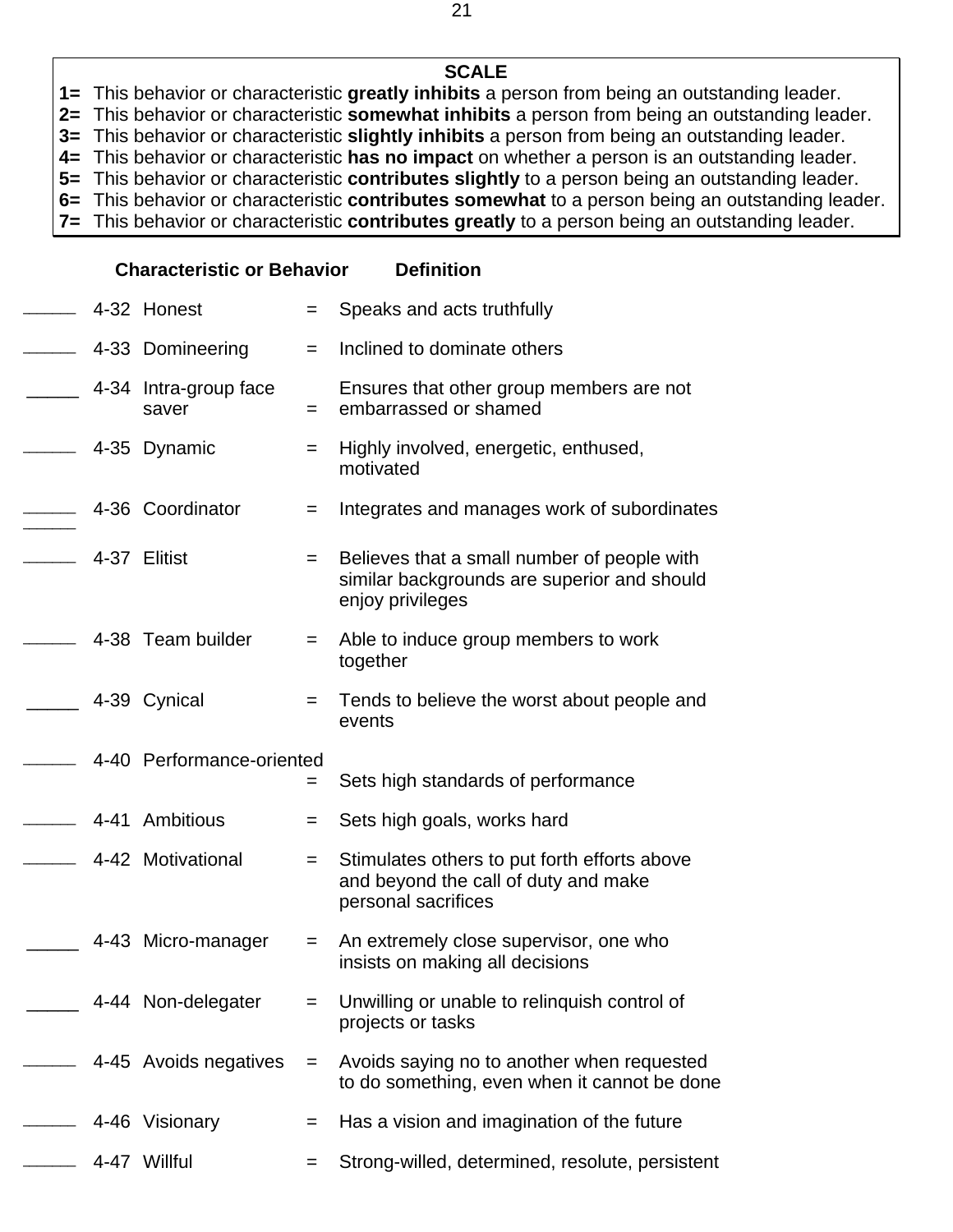**SCALE**

**1=** This behavior or characteristic **greatly inhibits** a person from being an outstanding leader.
**2=** This behavior or characteristic **somewhat inhibits** a person from being an outstanding leader.
**3=** This behavior or characteristic **slightly inhibits** a person from being an outstanding leader.
**4=** This behavior or characteristic **has no impact** on whether a person is an outstanding leader.
**5=** This behavior or characteristic **contributes slightly** to a person being an outstanding leader.
**6=** This behavior or characteristic **contributes somewhat** to a person being an outstanding leader.
**7=** This behavior or characteristic **contributes greatly** to a person being an outstanding leader.

| | | **Characteristic or Behavior** | | **Definition** |
|---|---|---|---|---|
| _____ | 4-32 | Honest | = | Speaks and acts truthfully |
| _____ | 4-33 | Domineering | = | Inclined to dominate others |
| _____ | 4-34 | Intra-group face saver | = | Ensures that other group members are not embarrassed or shamed |
| _____ | 4-35 | Dynamic | = | Highly involved, energetic, enthused, motivated |
| _____ | 4-36 | Coordinator | = | Integrates and manages work of subordinates |
| _____ | 4-37 | Elitist | = | Believes that a small number of people with similar backgrounds are superior and should enjoy privileges |
| _____ | 4-38 | Team builder | = | Able to induce group members to work together |
| _____ | 4-39 | Cynical | = | Tends to believe the worst about people and events |
| _____ | 4-40 | Performance-oriented | = | Sets high standards of performance |
| _____ | 4-41 | Ambitious | = | Sets high goals, works hard |
| _____ | 4-42 | Motivational | = | Stimulates others to put forth efforts above and beyond the call of duty and make personal sacrifices |
| _____ | 4-43 | Micro-manager | = | An extremely close supervisor, one who insists on making all decisions |
| _____ | 4-44 | Non-delegater | = | Unwilling or unable to relinquish control of projects or tasks |
| _____ | 4-45 | Avoids negatives | = | Avoids saying no to another when requested to do something, even when it cannot be done |
| _____ | 4-46 | Visionary | = | Has a vision and imagination of the future |
| _____ | 4-47 | Willful | = | Strong-willed, determined, resolute, persistent |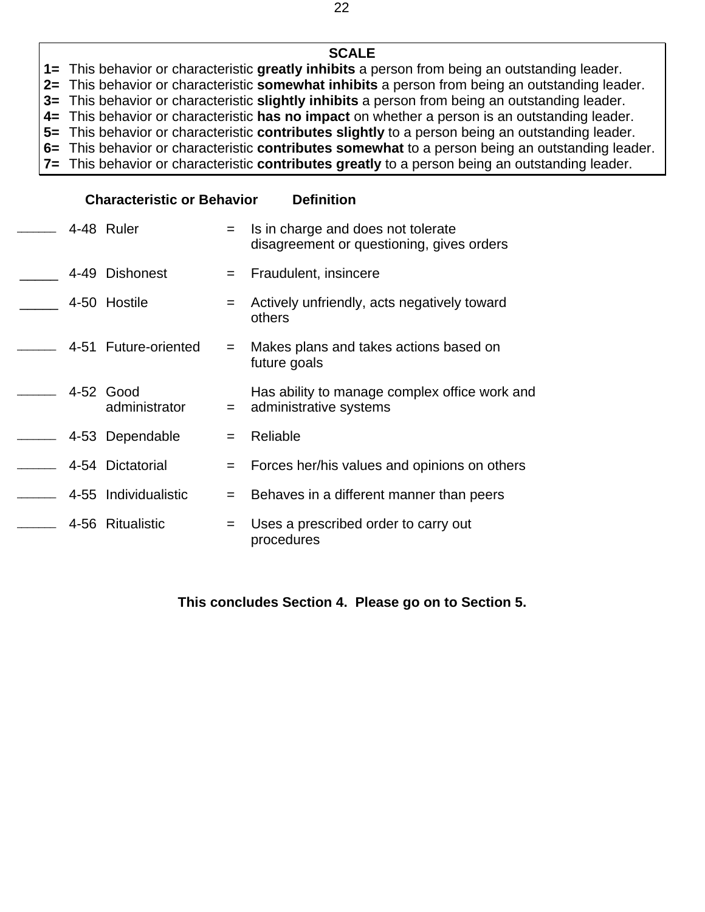**SCALE**

**1=** This behavior or characteristic **greatly inhibits** a person from being an outstanding leader.
**2=** This behavior or characteristic **somewhat inhibits** a person from being an outstanding leader.
**3=** This behavior or characteristic **slightly inhibits** a person from being an outstanding leader.
**4=** This behavior or characteristic **has no impact** on whether a person is an outstanding leader.
**5=** This behavior or characteristic **contributes slightly** to a person being an outstanding leader.
**6=** This behavior or characteristic **contributes somewhat** to a person being an outstanding leader.
**7=** This behavior or characteristic **contributes greatly** to a person being an outstanding leader.

| | | **Characteristic or Behavior** | | **Definition** |
|---|---|---|---|---|
| _____ | 4-48 | Ruler | = | Is in charge and does not tolerate disagreement or questioning, gives orders |
| _____ | 4-49 | Dishonest | = | Fraudulent, insincere |
| _____ | 4-50 | Hostile | = | Actively unfriendly, acts negatively toward others |
| _____ | 4-51 | Future-oriented | = | Makes plans and takes actions based on future goals |
| _____ | 4-52 | Good administrator | = | Has ability to manage complex office work and administrative systems |
| _____ | 4-53 | Dependable | = | Reliable |
| _____ | 4-54 | Dictatorial | = | Forces her/his values and opinions on others |
| _____ | 4-55 | Individualistic | = | Behaves in a different manner than peers |
| _____ | 4-56 | Ritualistic | = | Uses a prescribed order to carry out procedures |

**This concludes Section 4. Please go on to Section 5.**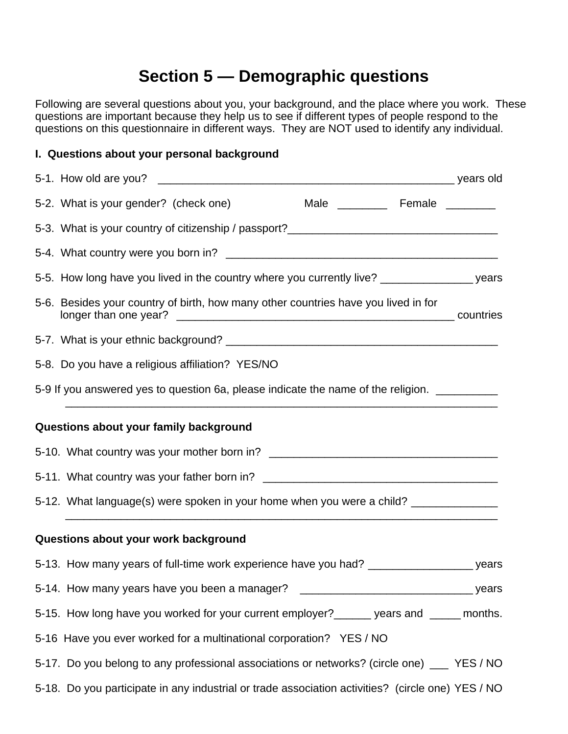# Section 5 — Demographic questions

Following are several questions about you, your background, and the place where you work. These questions are important because they help us to see if different types of people respond to the questions on this questionnaire in different ways. They are NOT used to identify any individual.

**I. Questions about your personal background**

5-1. How old are you? _________________________________________________ years old

5-2. What is your gender? (check one) Male ________ Female ________

5-3. What is your country of citizenship / passport?__________________________________

5-4. What country were you born in? ____________________________________________

5-5. How long have you lived in the country where you currently live? _______________ years

5-6. Besides your country of birth, how many other countries have you lived in for longer than one year? ______________________________________________ countries

5-7. What is your ethnic background? ____________________________________________

5-8. Do you have a religious affiliation? YES/NO

5-9 If you answered yes to question 6a, please indicate the name of the religion. __________
________________________________________________________________________

**Questions about your family background**

5-10. What country was your mother born in? ____________________________________

5-11. What country was your father born in? ______________________________________

5-12. What language(s) were spoken in your home when you were a child? ______________
________________________________________________________________________

**Questions about your work background**

5-13. How many years of full-time work experience have you had? _________________ years

5-14. How many years have you been a manager? ____________________________ years

5-15. How long have you worked for your current employer?______ years and _____ months.

5-16 Have you ever worked for a multinational corporation? YES / NO

5-17. Do you belong to any professional associations or networks? (circle one) ___ YES / NO

5-18. Do you participate in any industrial or trade association activities? (circle one) YES / NO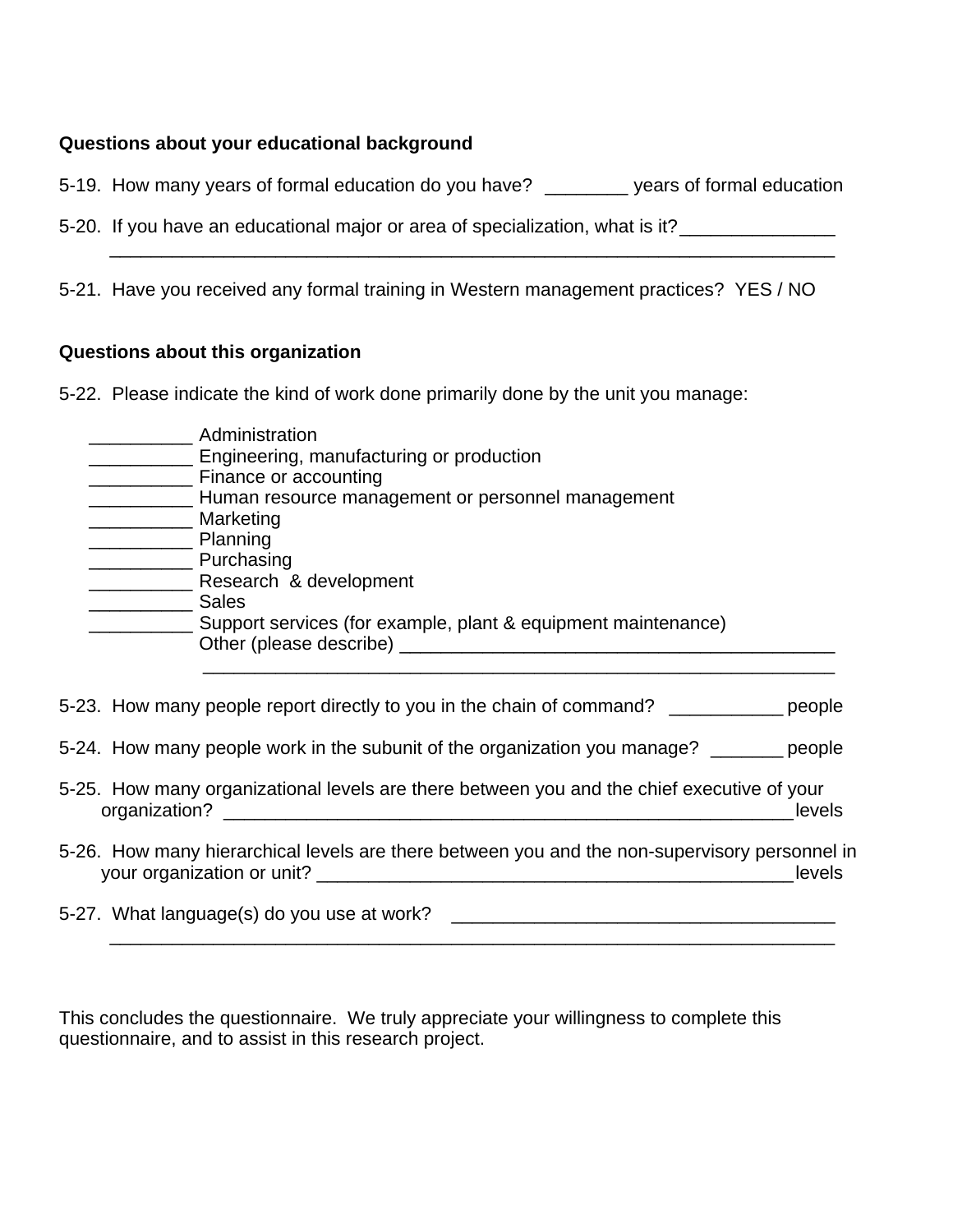**Questions about your educational background**

5-19. How many years of formal education do you have? ________ years of formal education

5-20. If you have an educational major or area of specialization, what is it?_______________
_______________________________________________________________________

5-21. Have you received any formal training in Western management practices? YES / NO

**Questions about this organization**

5-22. Please indicate the kind of work done primarily done by the unit you manage:

__________ Administration
__________ Engineering, manufacturing or production
__________ Finance or accounting
__________ Human resource management or personnel management
__________ Marketing
__________ Planning
__________ Purchasing
__________ Research & development
__________ Sales
__________ Support services (for example, plant & equipment maintenance)
Other (please describe) ___________________________________________
_______________________________________________________________

5-23. How many people report directly to you in the chain of command? ___________ people

5-24. How many people work in the subunit of the organization you manage? _______ people

5-25. How many organizational levels are there between you and the chief executive of your organization? ________________________________________________________levels

5-26. How many hierarchical levels are there between you and the non-supervisory personnel in your organization or unit? _______________________________________________levels

5-27. What language(s) do you use at work? _____________________________________
_______________________________________________________________________

This concludes the questionnaire. We truly appreciate your willingness to complete this questionnaire, and to assist in this research project.